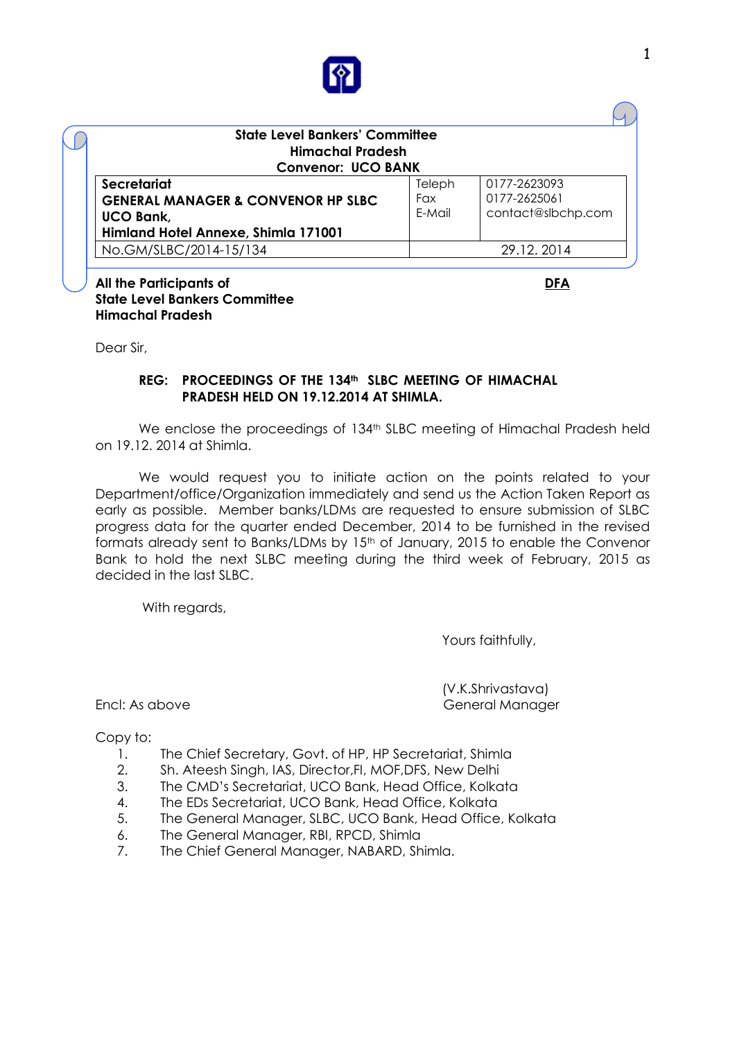**State Level Bankers' Committee**
**Himachal Pradesh**
**Convenor: UCO BANK**

| **Secretariat** **GENERAL MANAGER & CONVENOR HP SLBC** **UCO Bank,** **Himland Hotel Annexe, Shimla 171001** | Teleph Fax E-Mail | 0177-2623093 0177-2625061 contact@slbchp.com |
|---|---|---|
| No.GM/SLBC/2014-15/134 | 29.12. 2014 | |

**All the Participants of**
**State Level Bankers Committee**
**Himachal Pradesh**

**DFA**

Dear Sir,

**REG: PROCEEDINGS OF THE 134th SLBC MEETING OF HIMACHAL PRADESH HELD ON 19.12.2014 AT SHIMLA.**

We enclose the proceedings of 134th SLBC meeting of Himachal Pradesh held on 19.12. 2014 at Shimla.

We would request you to initiate action on the points related to your Department/office/Organization immediately and send us the Action Taken Report as early as possible. Member banks/LDMs are requested to ensure submission of SLBC progress data for the quarter ended December, 2014 to be furnished in the revised formats already sent to Banks/LDMs by 15th of January, 2015 to enable the Convenor Bank to hold the next SLBC meeting during the third week of February, 2015 as decided in the last SLBC.

With regards,

Yours faithfully,

(V.K.Shrivastava)
General Manager

Encl: As above

Copy to:

1. The Chief Secretary, Govt. of HP, HP Secretariat, Shimla
2. Sh. Ateesh Singh, IAS, Director,FI, MOF,DFS, New Delhi
3. The CMD's Secretariat, UCO Bank, Head Office, Kolkata
4. The EDs Secretariat, UCO Bank, Head Office, Kolkata
5. The General Manager, SLBC, UCO Bank, Head Office, Kolkata
6. The General Manager, RBI, RPCD, Shimla
7. The Chief General Manager, NABARD, Shimla.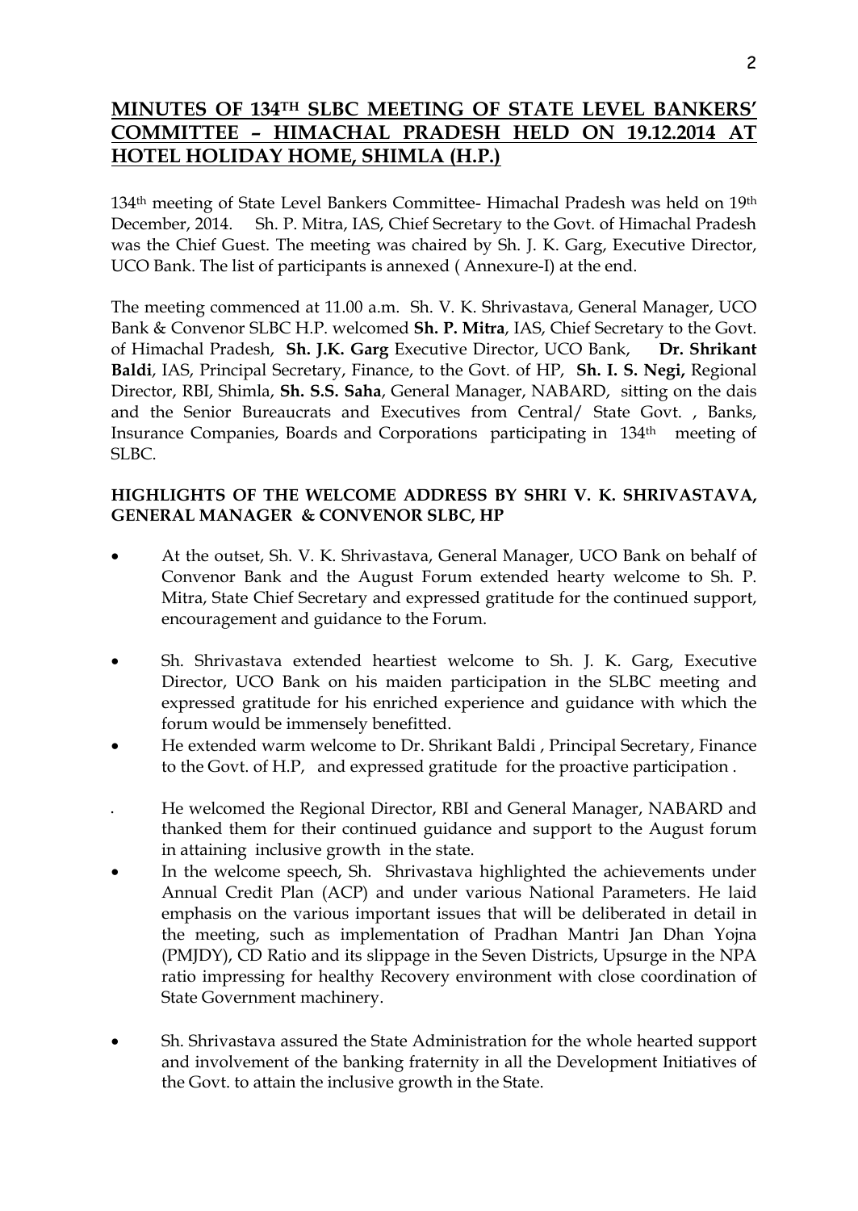# MINUTES OF 134TH SLBC MEETING OF STATE LEVEL BANKERS' COMMITTEE – HIMACHAL PRADESH HELD ON 19.12.2014 AT HOTEL HOLIDAY HOME, SHIMLA (H.P.)

134th meeting of State Level Bankers Committee- Himachal Pradesh was held on 19th December, 2014. Sh. P. Mitra, IAS, Chief Secretary to the Govt. of Himachal Pradesh was the Chief Guest. The meeting was chaired by Sh. J. K. Garg, Executive Director, UCO Bank. The list of participants is annexed ( Annexure-I) at the end.

The meeting commenced at 11.00 a.m. Sh. V. K. Shrivastava, General Manager, UCO Bank & Convenor SLBC H.P. welcomed **Sh. P. Mitra**, IAS, Chief Secretary to the Govt. of Himachal Pradesh, **Sh. J.K. Garg** Executive Director, UCO Bank, **Dr. Shrikant Baldi**, IAS, Principal Secretary, Finance, to the Govt. of HP, **Sh. I. S. Negi,** Regional Director, RBI, Shimla, **Sh. S.S. Saha**, General Manager, NABARD, sitting on the dais and the Senior Bureaucrats and Executives from Central/ State Govt. , Banks, Insurance Companies, Boards and Corporations participating in 134th meeting of SLBC.

**HIGHLIGHTS OF THE WELCOME ADDRESS BY SHRI V. K. SHRIVASTAVA, GENERAL MANAGER & CONVENOR SLBC, HP**

- At the outset, Sh. V. K. Shrivastava, General Manager, UCO Bank on behalf of Convenor Bank and the August Forum extended hearty welcome to Sh. P. Mitra, State Chief Secretary and expressed gratitude for the continued support, encouragement and guidance to the Forum.
- Sh. Shrivastava extended heartiest welcome to Sh. J. K. Garg, Executive Director, UCO Bank on his maiden participation in the SLBC meeting and expressed gratitude for his enriched experience and guidance with which the forum would be immensely benefitted.
- He extended warm welcome to Dr. Shrikant Baldi , Principal Secretary, Finance to the Govt. of H.P, and expressed gratitude for the proactive participation .
- He welcomed the Regional Director, RBI and General Manager, NABARD and thanked them for their continued guidance and support to the August forum in attaining inclusive growth in the state.
- In the welcome speech, Sh. Shrivastava highlighted the achievements under Annual Credit Plan (ACP) and under various National Parameters. He laid emphasis on the various important issues that will be deliberated in detail in the meeting, such as implementation of Pradhan Mantri Jan Dhan Yojna (PMJDY), CD Ratio and its slippage in the Seven Districts, Upsurge in the NPA ratio impressing for healthy Recovery environment with close coordination of State Government machinery.
- Sh. Shrivastava assured the State Administration for the whole hearted support and involvement of the banking fraternity in all the Development Initiatives of the Govt. to attain the inclusive growth in the State.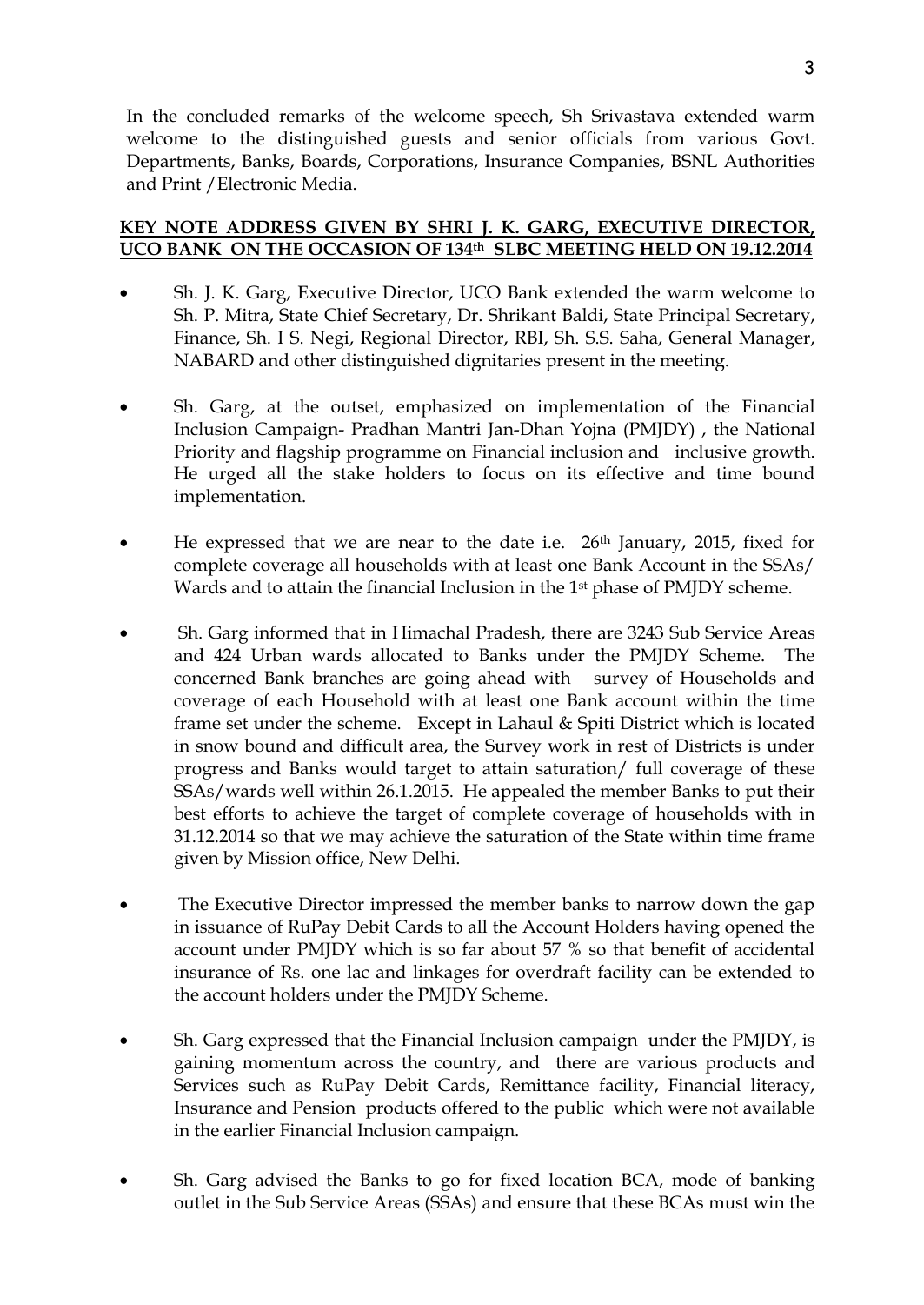In the concluded remarks of the welcome speech, Sh Srivastava extended warm welcome to the distinguished guests and senior officials from various Govt. Departments, Banks, Boards, Corporations, Insurance Companies, BSNL Authorities and Print /Electronic Media.

## KEY NOTE ADDRESS GIVEN BY SHRI J. K. GARG, EXECUTIVE DIRECTOR, UCO BANK ON THE OCCASION OF 134th SLBC MEETING HELD ON 19.12.2014

- Sh. J. K. Garg, Executive Director, UCO Bank extended the warm welcome to Sh. P. Mitra, State Chief Secretary, Dr. Shrikant Baldi, State Principal Secretary, Finance, Sh. I S. Negi, Regional Director, RBI, Sh. S.S. Saha, General Manager, NABARD and other distinguished dignitaries present in the meeting.

- Sh. Garg, at the outset, emphasized on implementation of the Financial Inclusion Campaign- Pradhan Mantri Jan-Dhan Yojna (PMJDY) , the National Priority and flagship programme on Financial inclusion and inclusive growth. He urged all the stake holders to focus on its effective and time bound implementation.

- He expressed that we are near to the date i.e. 26th January, 2015, fixed for complete coverage all households with at least one Bank Account in the SSAs/ Wards and to attain the financial Inclusion in the 1st phase of PMJDY scheme.

- Sh. Garg informed that in Himachal Pradesh, there are 3243 Sub Service Areas and 424 Urban wards allocated to Banks under the PMJDY Scheme. The concerned Bank branches are going ahead with survey of Households and coverage of each Household with at least one Bank account within the time frame set under the scheme. Except in Lahaul & Spiti District which is located in snow bound and difficult area, the Survey work in rest of Districts is under progress and Banks would target to attain saturation/ full coverage of these SSAs/wards well within 26.1.2015. He appealed the member Banks to put their best efforts to achieve the target of complete coverage of households with in 31.12.2014 so that we may achieve the saturation of the State within time frame given by Mission office, New Delhi.

- The Executive Director impressed the member banks to narrow down the gap in issuance of RuPay Debit Cards to all the Account Holders having opened the account under PMJDY which is so far about 57 % so that benefit of accidental insurance of Rs. one lac and linkages for overdraft facility can be extended to the account holders under the PMJDY Scheme.

- Sh. Garg expressed that the Financial Inclusion campaign under the PMJDY, is gaining momentum across the country, and there are various products and Services such as RuPay Debit Cards, Remittance facility, Financial literacy, Insurance and Pension products offered to the public which were not available in the earlier Financial Inclusion campaign.

- Sh. Garg advised the Banks to go for fixed location BCA, mode of banking outlet in the Sub Service Areas (SSAs) and ensure that these BCAs must win the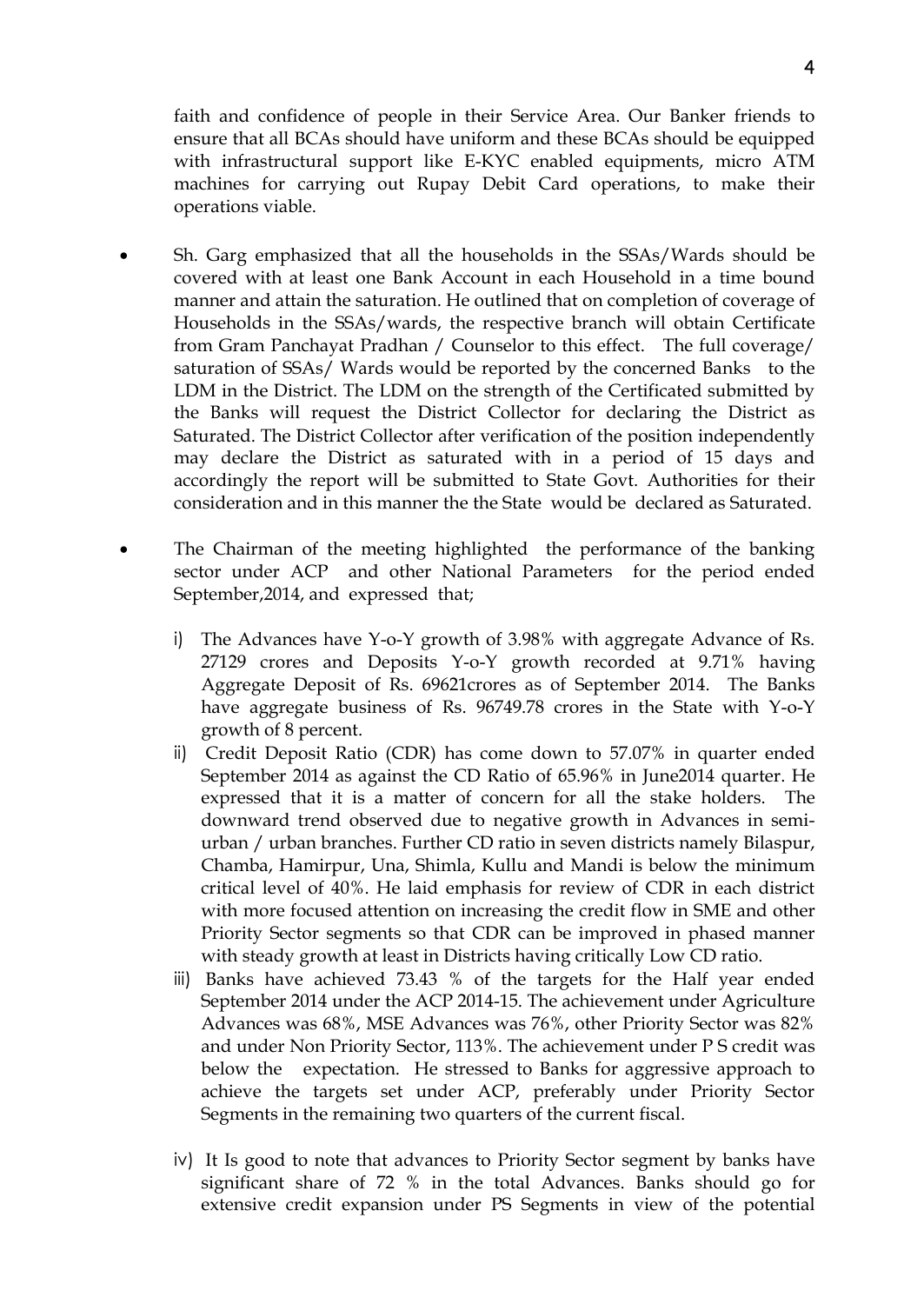faith and confidence of people in their Service Area. Our Banker friends to ensure that all BCAs should have uniform and these BCAs should be equipped with infrastructural support like E-KYC enabled equipments, micro ATM machines for carrying out Rupay Debit Card operations, to make their operations viable.

- Sh. Garg emphasized that all the households in the SSAs/Wards should be covered with at least one Bank Account in each Household in a time bound manner and attain the saturation. He outlined that on completion of coverage of Households in the SSAs/wards, the respective branch will obtain Certificate from Gram Panchayat Pradhan / Counselor to this effect. The full coverage/ saturation of SSAs/ Wards would be reported by the concerned Banks to the LDM in the District. The LDM on the strength of the Certificated submitted by the Banks will request the District Collector for declaring the District as Saturated. The District Collector after verification of the position independently may declare the District as saturated with in a period of 15 days and accordingly the report will be submitted to State Govt. Authorities for their consideration and in this manner the the State would be declared as Saturated.

- The Chairman of the meeting highlighted the performance of the banking sector under ACP and other National Parameters for the period ended September,2014, and expressed that;

  i) The Advances have Y-o-Y growth of 3.98% with aggregate Advance of Rs. 27129 crores and Deposits Y-o-Y growth recorded at 9.71% having Aggregate Deposit of Rs. 69621crores as of September 2014. The Banks have aggregate business of Rs. 96749.78 crores in the State with Y-o-Y growth of 8 percent.

  ii) Credit Deposit Ratio (CDR) has come down to 57.07% in quarter ended September 2014 as against the CD Ratio of 65.96% in June2014 quarter. He expressed that it is a matter of concern for all the stake holders. The downward trend observed due to negative growth in Advances in semi-urban / urban branches. Further CD ratio in seven districts namely Bilaspur, Chamba, Hamirpur, Una, Shimla, Kullu and Mandi is below the minimum critical level of 40%. He laid emphasis for review of CDR in each district with more focused attention on increasing the credit flow in SME and other Priority Sector segments so that CDR can be improved in phased manner with steady growth at least in Districts having critically Low CD ratio.

  iii) Banks have achieved 73.43 % of the targets for the Half year ended September 2014 under the ACP 2014-15. The achievement under Agriculture Advances was 68%, MSE Advances was 76%, other Priority Sector was 82% and under Non Priority Sector, 113%. The achievement under P S credit was below the expectation. He stressed to Banks for aggressive approach to achieve the targets set under ACP, preferably under Priority Sector Segments in the remaining two quarters of the current fiscal.

  iv) It Is good to note that advances to Priority Sector segment by banks have significant share of 72 % in the total Advances. Banks should go for extensive credit expansion under PS Segments in view of the potential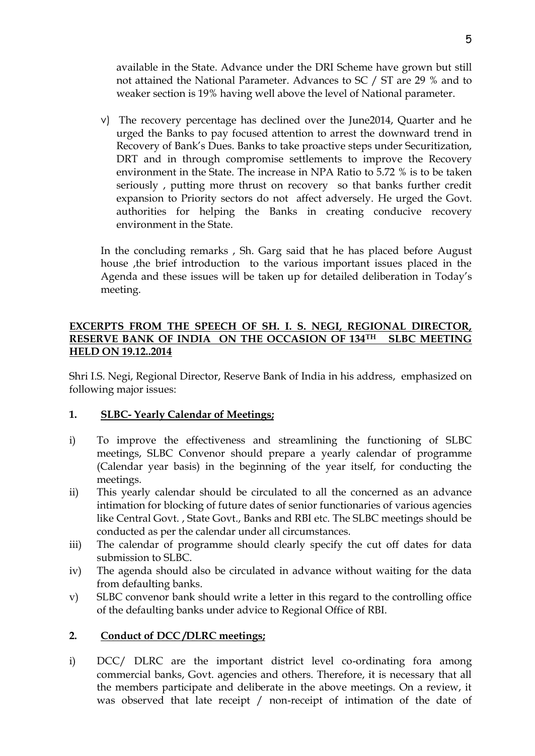available in the State. Advance under the DRI Scheme have grown but still not attained the National Parameter. Advances to SC / ST are 29 % and to weaker section is 19% having well above the level of National parameter.

v) The recovery percentage has declined over the June2014, Quarter and he urged the Banks to pay focused attention to arrest the downward trend in Recovery of Bank's Dues. Banks to take proactive steps under Securitization, DRT and in through compromise settlements to improve the Recovery environment in the State. The increase in NPA Ratio to 5.72 % is to be taken seriously , putting more thrust on recovery so that banks further credit expansion to Priority sectors do not affect adversely. He urged the Govt. authorities for helping the Banks in creating conducive recovery environment in the State.

In the concluding remarks , Sh. Garg said that he has placed before August house ,the brief introduction to the various important issues placed in the Agenda and these issues will be taken up for detailed deliberation in Today's meeting.

**EXCERPTS FROM THE SPEECH OF SH. I. S. NEGI, REGIONAL DIRECTOR, RESERVE BANK OF INDIA ON THE OCCASION OF 134TH SLBC MEETING HELD ON 19.12..2014**

Shri I.S. Negi, Regional Director, Reserve Bank of India in his address, emphasized on following major issues:

**1. SLBC- Yearly Calendar of Meetings;**

i) To improve the effectiveness and streamlining the functioning of SLBC meetings, SLBC Convenor should prepare a yearly calendar of programme (Calendar year basis) in the beginning of the year itself, for conducting the meetings.

ii) This yearly calendar should be circulated to all the concerned as an advance intimation for blocking of future dates of senior functionaries of various agencies like Central Govt. , State Govt., Banks and RBI etc. The SLBC meetings should be conducted as per the calendar under all circumstances.

iii) The calendar of programme should clearly specify the cut off dates for data submission to SLBC.

iv) The agenda should also be circulated in advance without waiting for the data from defaulting banks.

v) SLBC convenor bank should write a letter in this regard to the controlling office of the defaulting banks under advice to Regional Office of RBI.

**2. Conduct of DCC /DLRC meetings;**

i) DCC/ DLRC are the important district level co-ordinating fora among commercial banks, Govt. agencies and others. Therefore, it is necessary that all the members participate and deliberate in the above meetings. On a review, it was observed that late receipt / non-receipt of intimation of the date of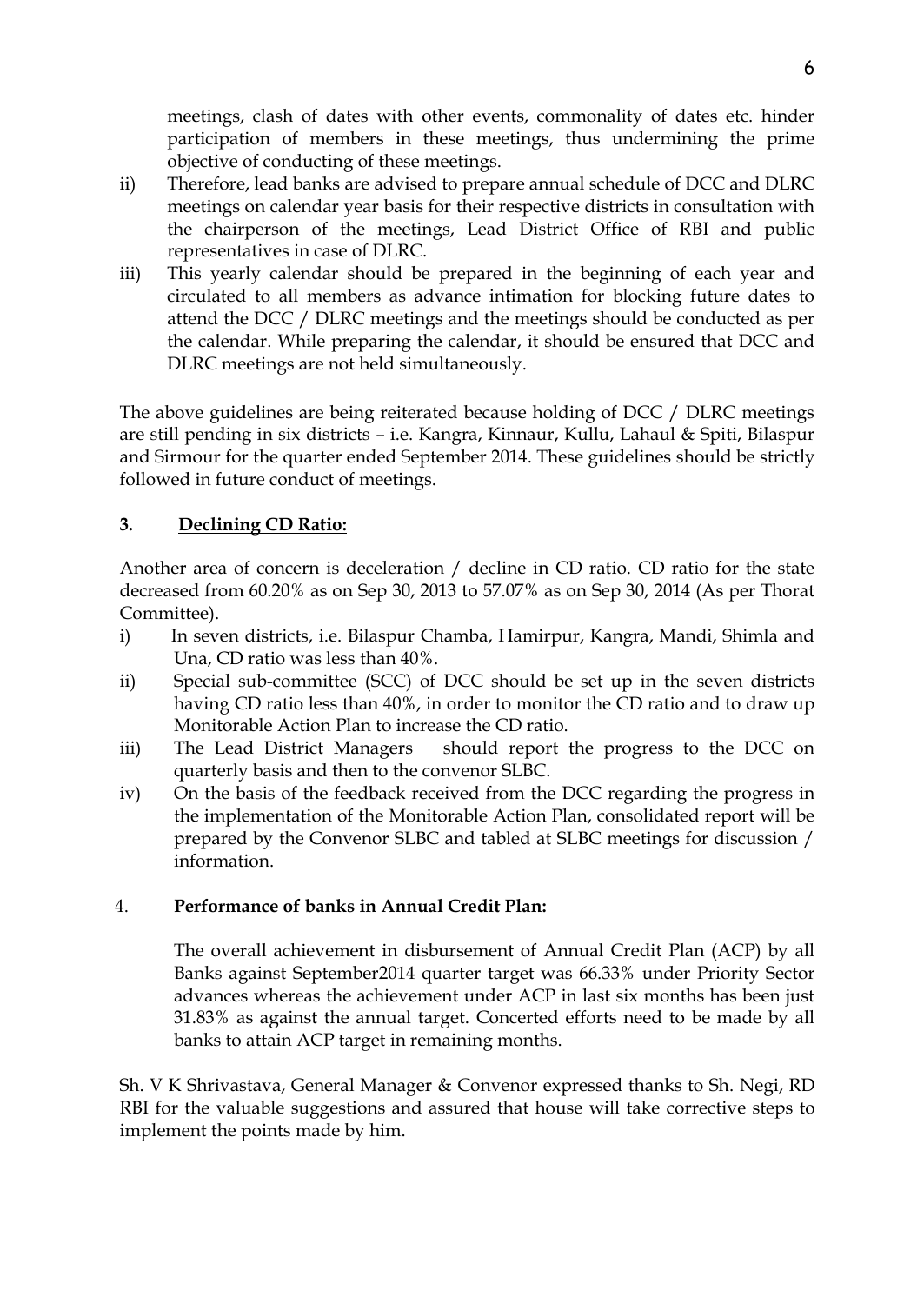meetings, clash of dates with other events, commonality of dates etc. hinder participation of members in these meetings, thus undermining the prime objective of conducting of these meetings.

ii) Therefore, lead banks are advised to prepare annual schedule of DCC and DLRC meetings on calendar year basis for their respective districts in consultation with the chairperson of the meetings, Lead District Office of RBI and public representatives in case of DLRC.

iii) This yearly calendar should be prepared in the beginning of each year and circulated to all members as advance intimation for blocking future dates to attend the DCC / DLRC meetings and the meetings should be conducted as per the calendar. While preparing the calendar, it should be ensured that DCC and DLRC meetings are not held simultaneously.

The above guidelines are being reiterated because holding of DCC / DLRC meetings are still pending in six districts – i.e. Kangra, Kinnaur, Kullu, Lahaul & Spiti, Bilaspur and Sirmour for the quarter ended September 2014. These guidelines should be strictly followed in future conduct of meetings.

**3. Declining CD Ratio:**

Another area of concern is deceleration / decline in CD ratio. CD ratio for the state decreased from 60.20% as on Sep 30, 2013 to 57.07% as on Sep 30, 2014 (As per Thorat Committee).

i) In seven districts, i.e. Bilaspur Chamba, Hamirpur, Kangra, Mandi, Shimla and Una, CD ratio was less than 40%.

ii) Special sub-committee (SCC) of DCC should be set up in the seven districts having CD ratio less than 40%, in order to monitor the CD ratio and to draw up Monitorable Action Plan to increase the CD ratio.

iii) The Lead District Managers should report the progress to the DCC on quarterly basis and then to the convenor SLBC.

iv) On the basis of the feedback received from the DCC regarding the progress in the implementation of the Monitorable Action Plan, consolidated report will be prepared by the Convenor SLBC and tabled at SLBC meetings for discussion / information.

**4. Performance of banks in Annual Credit Plan:**

The overall achievement in disbursement of Annual Credit Plan (ACP) by all Banks against September2014 quarter target was 66.33% under Priority Sector advances whereas the achievement under ACP in last six months has been just 31.83% as against the annual target. Concerted efforts need to be made by all banks to attain ACP target in remaining months.

Sh. V K Shrivastava, General Manager & Convenor expressed thanks to Sh. Negi, RD RBI for the valuable suggestions and assured that house will take corrective steps to implement the points made by him.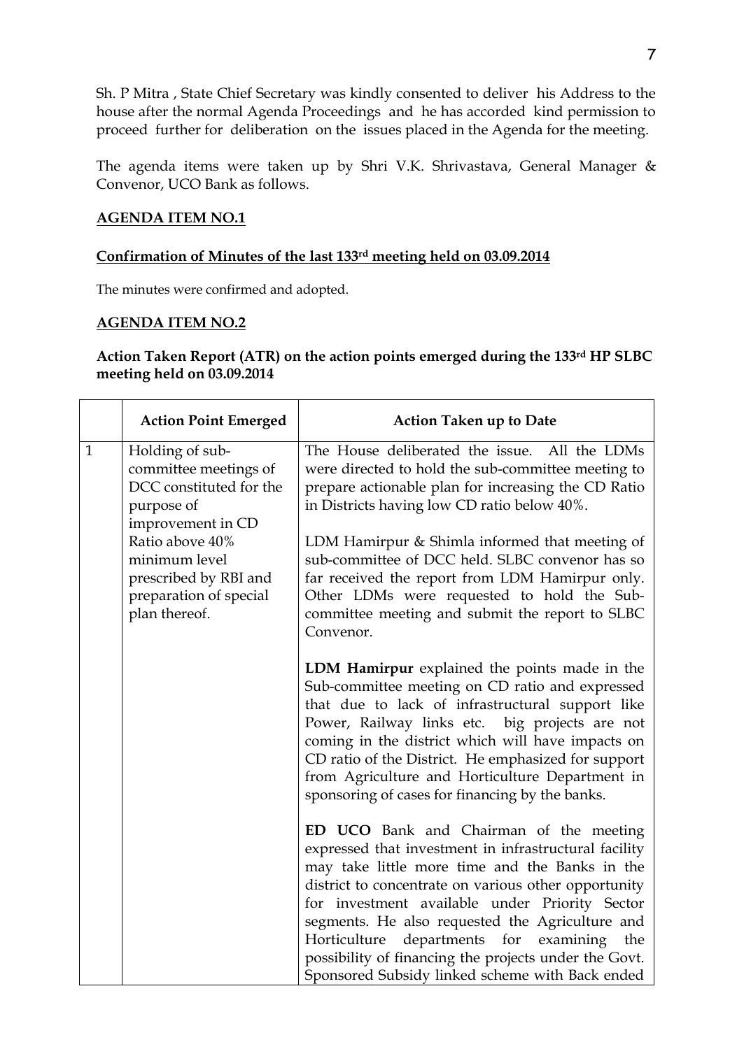Sh. P Mitra , State Chief Secretary was kindly consented to deliver his Address to the house after the normal Agenda Proceedings and he has accorded kind permission to proceed further for deliberation on the issues placed in the Agenda for the meeting.

The agenda items were taken up by Shri V.K. Shrivastava, General Manager & Convenor, UCO Bank as follows.

## AGENDA ITEM NO.1

### Confirmation of Minutes of the last 133rd meeting held on 03.09.2014

The minutes were confirmed and adopted.

## AGENDA ITEM NO.2

### Action Taken Report (ATR) on the action points emerged during the 133rd HP SLBC meeting held on 03.09.2014

| | Action Point Emerged | Action Taken up to Date |
|---|---|---|
| 1 | Holding of sub-committee meetings of DCC constituted for the purpose of improvement in CD Ratio above 40% minimum level prescribed by RBI and preparation of special plan thereof. | The House deliberated the issue. All the LDMs were directed to hold the sub-committee meeting to prepare actionable plan for increasing the CD Ratio in Districts having low CD ratio below 40%.<br><br>LDM Hamirpur & Shimla informed that meeting of sub-committee of DCC held. SLBC convenor has so far received the report from LDM Hamirpur only. Other LDMs were requested to hold the Sub-committee meeting and submit the report to SLBC Convenor.<br><br>**LDM Hamirpur** explained the points made in the Sub-committee meeting on CD ratio and expressed that due to lack of infrastructural support like Power, Railway links etc. big projects are not coming in the district which will have impacts on CD ratio of the District. He emphasized for support from Agriculture and Horticulture Department in sponsoring of cases for financing by the banks.<br><br>**ED UCO** Bank and Chairman of the meeting expressed that investment in infrastructural facility may take little more time and the Banks in the district to concentrate on various other opportunity for investment available under Priority Sector segments. He also requested the Agriculture and Horticulture departments for examining the possibility of financing the projects under the Govt. Sponsored Subsidy linked scheme with Back ended |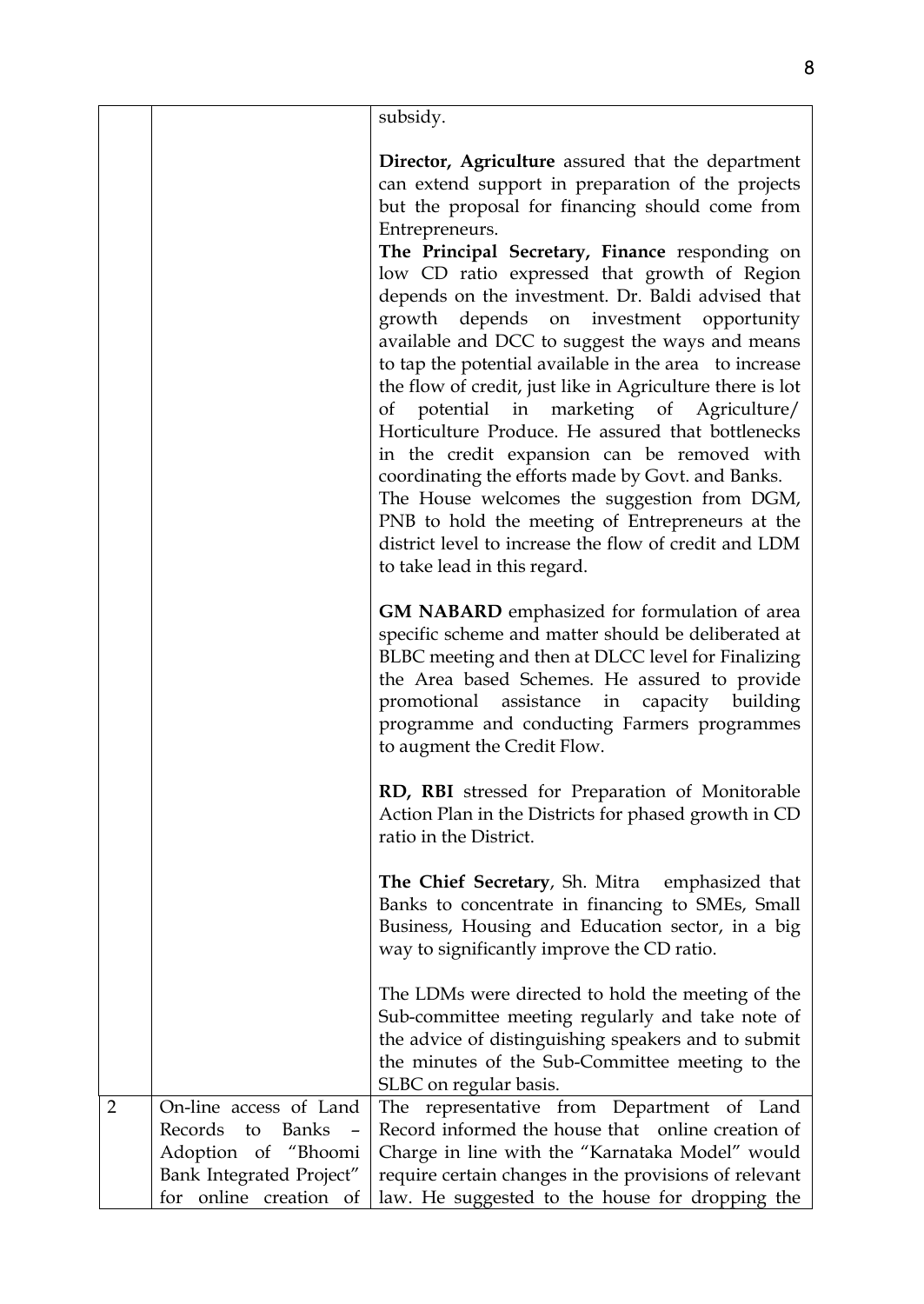|  |  | subsidy.<br><br>**Director, Agriculture** assured that the department can extend support in preparation of the projects but the proposal for financing should come from Entrepreneurs.<br>**The Principal Secretary, Finance** responding on low CD ratio expressed that growth of Region depends on the investment. Dr. Baldi advised that growth depends on investment opportunity available and DCC to suggest the ways and means to tap the potential available in the area to increase the flow of credit, just like in Agriculture there is lot of potential in marketing of Agriculture/ Horticulture Produce. He assured that bottlenecks in the credit expansion can be removed with coordinating the efforts made by Govt. and Banks.<br>The House welcomes the suggestion from DGM, PNB to hold the meeting of Entrepreneurs at the district level to increase the flow of credit and LDM to take lead in this regard.<br><br>**GM NABARD** emphasized for formulation of area specific scheme and matter should be deliberated at BLBC meeting and then at DLCC level for Finalizing the Area based Schemes. He assured to provide promotional assistance in capacity building programme and conducting Farmers programmes to augment the Credit Flow.<br><br>**RD, RBI** stressed for Preparation of Monitorable Action Plan in the Districts for phased growth in CD ratio in the District.<br><br>**The Chief Secretary**, Sh. Mitra emphasized that Banks to concentrate in financing to SMEs, Small Business, Housing and Education sector, in a big way to significantly improve the CD ratio.<br><br>The LDMs were directed to hold the meeting of the Sub-committee meeting regularly and take note of the advice of distinguishing speakers and to submit the minutes of the Sub-Committee meeting to the SLBC on regular basis. |
|---|---|---|
| 2 | On-line access of Land Records to Banks – Adoption of "Bhoomi Bank Integrated Project" for online creation of | The representative from Department of Land Record informed the house that online creation of Charge in line with the "Karnataka Model" would require certain changes in the provisions of relevant law. He suggested to the house for dropping the |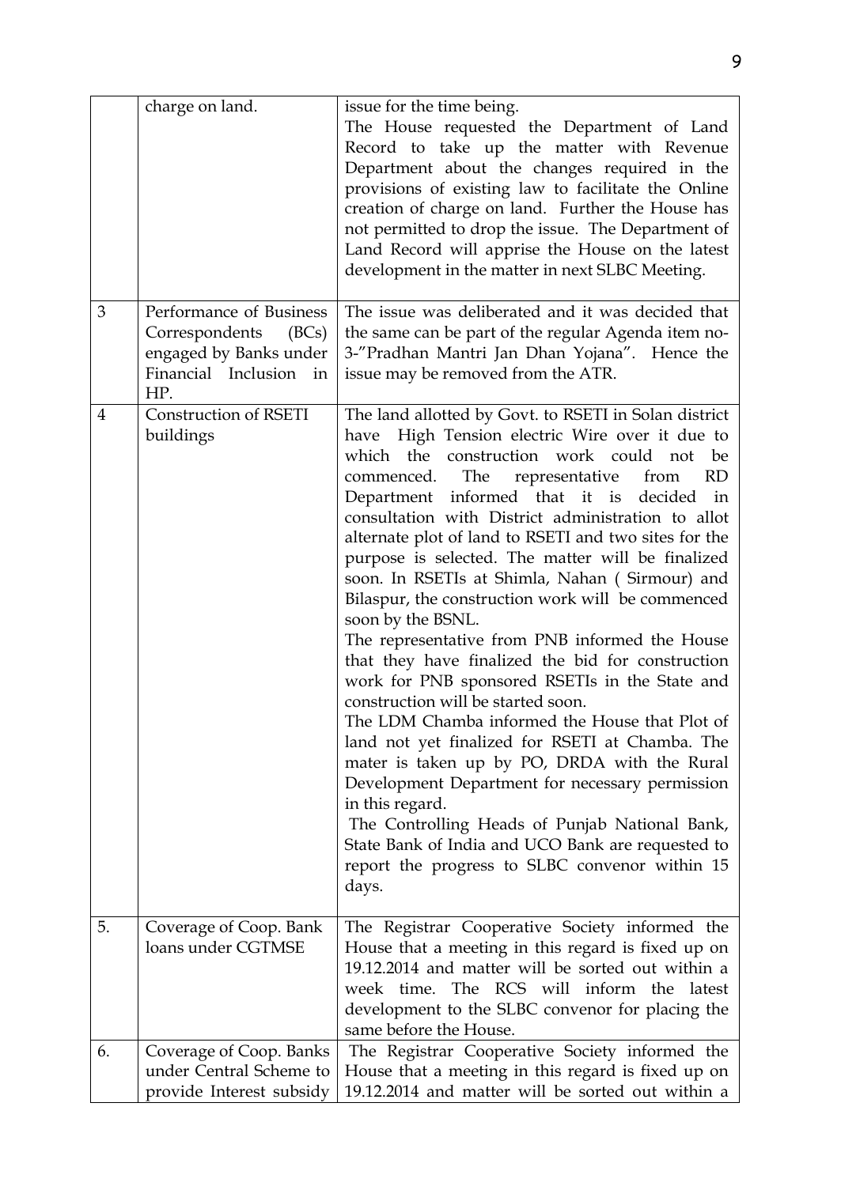|  | charge on land. | issue for the time being.<br>The House requested the Department of Land Record to take up the matter with Revenue Department about the changes required in the provisions of existing law to facilitate the Online creation of charge on land. Further the House has not permitted to drop the issue. The Department of Land Record will apprise the House on the latest development in the matter in next SLBC Meeting. |
|---|---|---|
| 3 | Performance of Business Correspondents (BCs) engaged by Banks under Financial Inclusion in HP. | The issue was deliberated and it was decided that the same can be part of the regular Agenda item no-3-"Pradhan Mantri Jan Dhan Yojana". Hence the issue may be removed from the ATR. |
| 4 | Construction of RSETI buildings | The land allotted by Govt. to RSETI in Solan district have High Tension electric Wire over it due to which the construction work could not be commenced. The representative from RD Department informed that it is decided in consultation with District administration to allot alternate plot of land to RSETI and two sites for the purpose is selected. The matter will be finalized soon. In RSETIs at Shimla, Nahan ( Sirmour) and Bilaspur, the construction work will be commenced soon by the BSNL.<br>The representative from PNB informed the House that they have finalized the bid for construction work for PNB sponsored RSETIs in the State and construction will be started soon.<br>The LDM Chamba informed the House that Plot of land not yet finalized for RSETI at Chamba. The mater is taken up by PO, DRDA with the Rural Development Department for necessary permission in this regard.<br>The Controlling Heads of Punjab National Bank, State Bank of India and UCO Bank are requested to report the progress to SLBC convenor within 15 days. |
| 5. | Coverage of Coop. Bank loans under CGTMSE | The Registrar Cooperative Society informed the House that a meeting in this regard is fixed up on 19.12.2014 and matter will be sorted out within a week time. The RCS will inform the latest development to the SLBC convenor for placing the same before the House. |
| 6. | Coverage of Coop. Banks under Central Scheme to provide Interest subsidy | The Registrar Cooperative Society informed the House that a meeting in this regard is fixed up on 19.12.2014 and matter will be sorted out within a |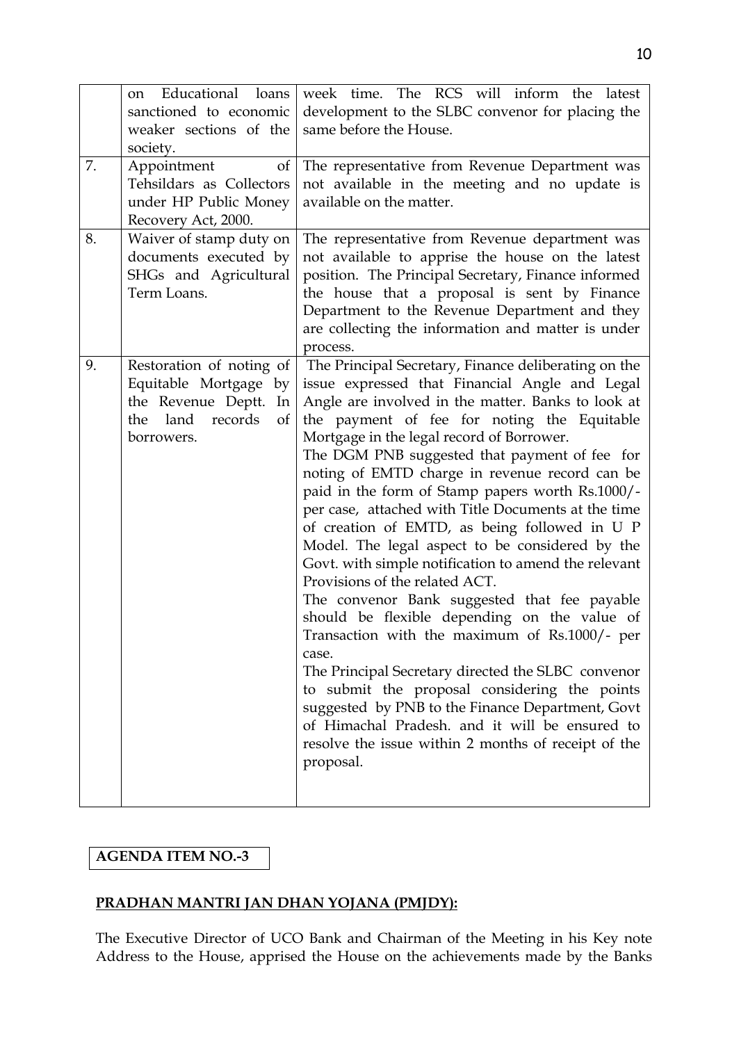|  | on Educational loans sanctioned to economic weaker sections of the society. | week time. The RCS will inform the latest development to the SLBC convenor for placing the same before the House. |
|---|---|---|
| 7. | Appointment of Tehsildars as Collectors under HP Public Money Recovery Act, 2000. | The representative from Revenue Department was not available in the meeting and no update is available on the matter. |
| 8. | Waiver of stamp duty on documents executed by SHGs and Agricultural Term Loans. | The representative from Revenue department was not available to apprise the house on the latest position. The Principal Secretary, Finance informed the house that a proposal is sent by Finance Department to the Revenue Department and they are collecting the information and matter is under process. |
| 9. | Restoration of noting of Equitable Mortgage by the Revenue Deptt. In the land records of borrowers. | The Principal Secretary, Finance deliberating on the issue expressed that Financial Angle and Legal Angle are involved in the matter. Banks to look at the payment of fee for noting the Equitable Mortgage in the legal record of Borrower.<br>The DGM PNB suggested that payment of fee for noting of EMTD charge in revenue record can be paid in the form of Stamp papers worth Rs.1000/- per case, attached with Title Documents at the time of creation of EMTD, as being followed in U P Model. The legal aspect to be considered by the Govt. with simple notification to amend the relevant Provisions of the related ACT.<br>The convenor Bank suggested that fee payable should be flexible depending on the value of Transaction with the maximum of Rs.1000/- per case.<br>The Principal Secretary directed the SLBC convenor to submit the proposal considering the points suggested by PNB to the Finance Department, Govt of Himachal Pradesh. and it will be ensured to resolve the issue within 2 months of receipt of the proposal. |

**AGENDA ITEM NO.-3**

**PRADHAN MANTRI JAN DHAN YOJANA (PMJDY):**

The Executive Director of UCO Bank and Chairman of the Meeting in his Key note Address to the House, apprised the House on the achievements made by the Banks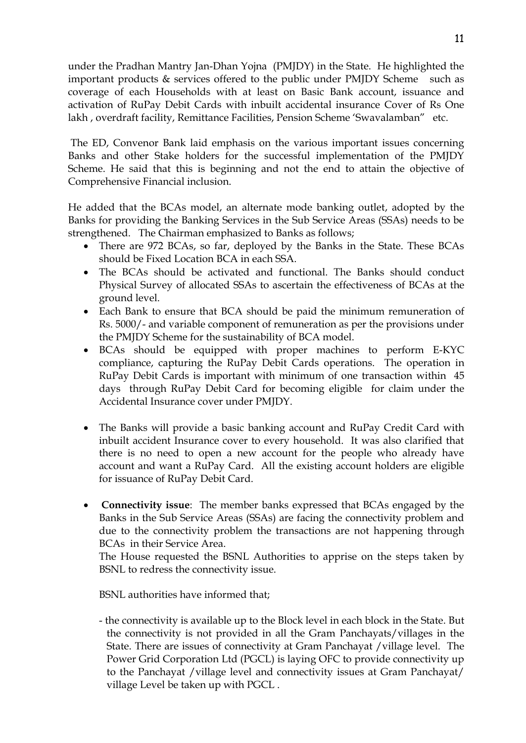under the Pradhan Mantry Jan-Dhan Yojna (PMJDY) in the State. He highlighted the important products & services offered to the public under PMJDY Scheme such as coverage of each Households with at least on Basic Bank account, issuance and activation of RuPay Debit Cards with inbuilt accidental insurance Cover of Rs One lakh , overdraft facility, Remittance Facilities, Pension Scheme 'Swavalamban" etc.

The ED, Convenor Bank laid emphasis on the various important issues concerning Banks and other Stake holders for the successful implementation of the PMJDY Scheme. He said that this is beginning and not the end to attain the objective of Comprehensive Financial inclusion.

He added that the BCAs model, an alternate mode banking outlet, adopted by the Banks for providing the Banking Services in the Sub Service Areas (SSAs) needs to be strengthened. The Chairman emphasized to Banks as follows;

- There are 972 BCAs, so far, deployed by the Banks in the State. These BCAs should be Fixed Location BCA in each SSA.
- The BCAs should be activated and functional. The Banks should conduct Physical Survey of allocated SSAs to ascertain the effectiveness of BCAs at the ground level.
- Each Bank to ensure that BCA should be paid the minimum remuneration of Rs. 5000/- and variable component of remuneration as per the provisions under the PMJDY Scheme for the sustainability of BCA model.
- BCAs should be equipped with proper machines to perform E-KYC compliance, capturing the RuPay Debit Cards operations. The operation in RuPay Debit Cards is important with minimum of one transaction within 45 days through RuPay Debit Card for becoming eligible for claim under the Accidental Insurance cover under PMJDY.

- The Banks will provide a basic banking account and RuPay Credit Card with inbuilt accident Insurance cover to every household. It was also clarified that there is no need to open a new account for the people who already have account and want a RuPay Card. All the existing account holders are eligible for issuance of RuPay Debit Card.

- **Connectivity issue**: The member banks expressed that BCAs engaged by the Banks in the Sub Service Areas (SSAs) are facing the connectivity problem and due to the connectivity problem the transactions are not happening through BCAs in their Service Area.

  The House requested the BSNL Authorities to apprise on the steps taken by BSNL to redress the connectivity issue.

  BSNL authorities have informed that;

  - the connectivity is available up to the Block level in each block in the State. But the connectivity is not provided in all the Gram Panchayats/villages in the State. There are issues of connectivity at Gram Panchayat /village level. The Power Grid Corporation Ltd (PGCL) is laying OFC to provide connectivity up to the Panchayat /village level and connectivity issues at Gram Panchayat/ village Level be taken up with PGCL .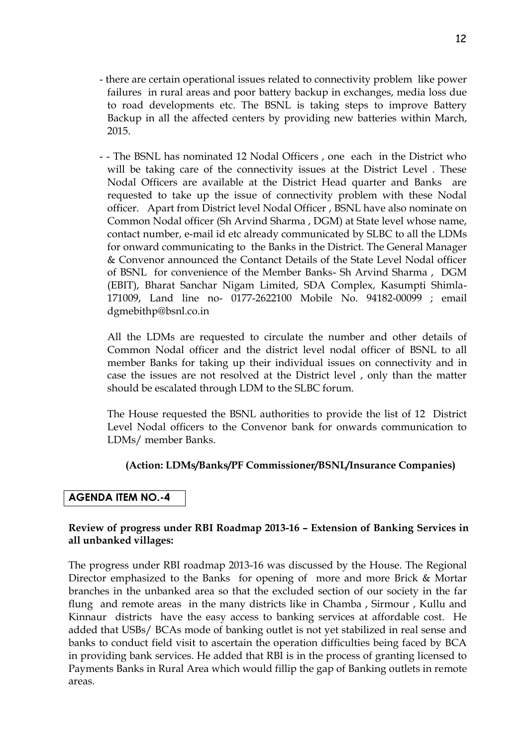- there are certain operational issues related to connectivity problem like power failures in rural areas and poor battery backup in exchanges, media loss due to road developments etc. The BSNL is taking steps to improve Battery Backup in all the affected centers by providing new batteries within March, 2015.

- - The BSNL has nominated 12 Nodal Officers , one each in the District who will be taking care of the connectivity issues at the District Level . These Nodal Officers are available at the District Head quarter and Banks are requested to take up the issue of connectivity problem with these Nodal officer. Apart from District level Nodal Officer , BSNL have also nominate on Common Nodal officer (Sh Arvind Sharma , DGM) at State level whose name, contact number, e-mail id etc already communicated by SLBC to all the LDMs for onward communicating to the Banks in the District. The General Manager & Convenor announced the Contanct Details of the State Level Nodal officer of BSNL for convenience of the Member Banks- Sh Arvind Sharma , DGM (EBIT), Bharat Sanchar Nigam Limited, SDA Complex, Kasumpti Shimla-171009, Land line no- 0177-2622100 Mobile No. 94182-00099 ; email dgmebithp@bsnl.co.in

  All the LDMs are requested to circulate the number and other details of Common Nodal officer and the district level nodal officer of BSNL to all member Banks for taking up their individual issues on connectivity and in case the issues are not resolved at the District level , only than the matter should be escalated through LDM to the SLBC forum.

  The House requested the BSNL authorities to provide the list of 12 District Level Nodal officers to the Convenor bank for onwards communication to LDMs/ member Banks.

**(Action: LDMs/Banks/PF Commissioner/BSNL/Insurance Companies)**

## AGENDA ITEM NO.-4

**Review of progress under RBI Roadmap 2013-16 – Extension of Banking Services in all unbanked villages:**

The progress under RBI roadmap 2013-16 was discussed by the House. The Regional Director emphasized to the Banks for opening of more and more Brick & Mortar branches in the unbanked area so that the excluded section of our society in the far flung and remote areas in the many districts like in Chamba , Sirmour , Kullu and Kinnaur districts have the easy access to banking services at affordable cost. He added that USBs/ BCAs mode of banking outlet is not yet stabilized in real sense and banks to conduct field visit to ascertain the operation difficulties being faced by BCA in providing bank services. He added that RBI is in the process of granting licensed to Payments Banks in Rural Area which would fillip the gap of Banking outlets in remote areas.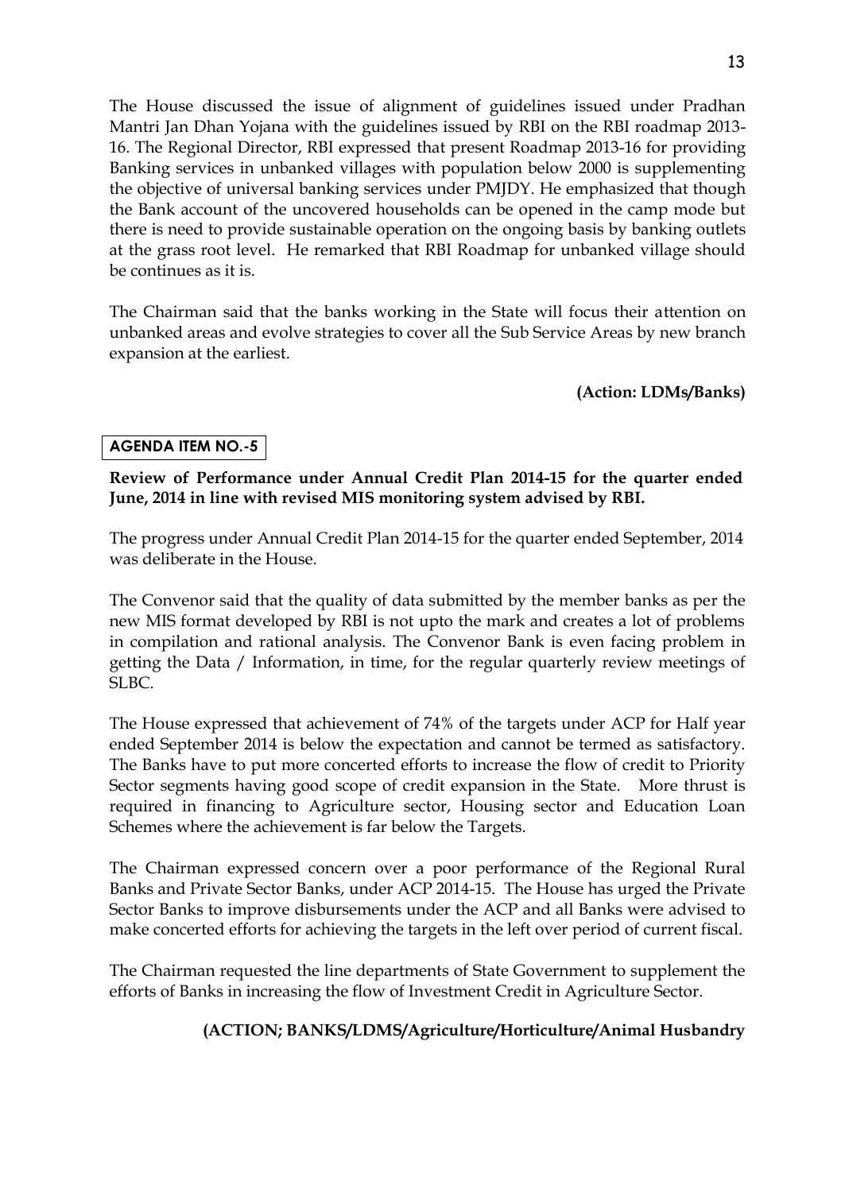The House discussed the issue of alignment of guidelines issued under Pradhan Mantri Jan Dhan Yojana with the guidelines issued by RBI on the RBI roadmap 2013-16. The Regional Director, RBI expressed that present Roadmap 2013-16 for providing Banking services in unbanked villages with population below 2000 is supplementing the objective of universal banking services under PMJDY. He emphasized that though the Bank account of the uncovered households can be opened in the camp mode but there is need to provide sustainable operation on the ongoing basis by banking outlets at the grass root level. He remarked that RBI Roadmap for unbanked village should be continues as it is.

The Chairman said that the banks working in the State will focus their attention on unbanked areas and evolve strategies to cover all the Sub Service Areas by new branch expansion at the earliest.

**(Action: LDMs/Banks)**

**AGENDA ITEM NO.-5**

**Review of Performance under Annual Credit Plan 2014-15 for the quarter ended June, 2014 in line with revised MIS monitoring system advised by RBI.**

The progress under Annual Credit Plan 2014-15 for the quarter ended September, 2014 was deliberate in the House.

The Convenor said that the quality of data submitted by the member banks as per the new MIS format developed by RBI is not upto the mark and creates a lot of problems in compilation and rational analysis. The Convenor Bank is even facing problem in getting the Data / Information, in time, for the regular quarterly review meetings of SLBC.

The House expressed that achievement of 74% of the targets under ACP for Half year ended September 2014 is below the expectation and cannot be termed as satisfactory. The Banks have to put more concerted efforts to increase the flow of credit to Priority Sector segments having good scope of credit expansion in the State. More thrust is required in financing to Agriculture sector, Housing sector and Education Loan Schemes where the achievement is far below the Targets.

The Chairman expressed concern over a poor performance of the Regional Rural Banks and Private Sector Banks, under ACP 2014-15. The House has urged the Private Sector Banks to improve disbursements under the ACP and all Banks were advised to make concerted efforts for achieving the targets in the left over period of current fiscal.

The Chairman requested the line departments of State Government to supplement the efforts of Banks in increasing the flow of Investment Credit in Agriculture Sector.

**(ACTION; BANKS/LDMS/Agriculture/Horticulture/Animal Husbandry**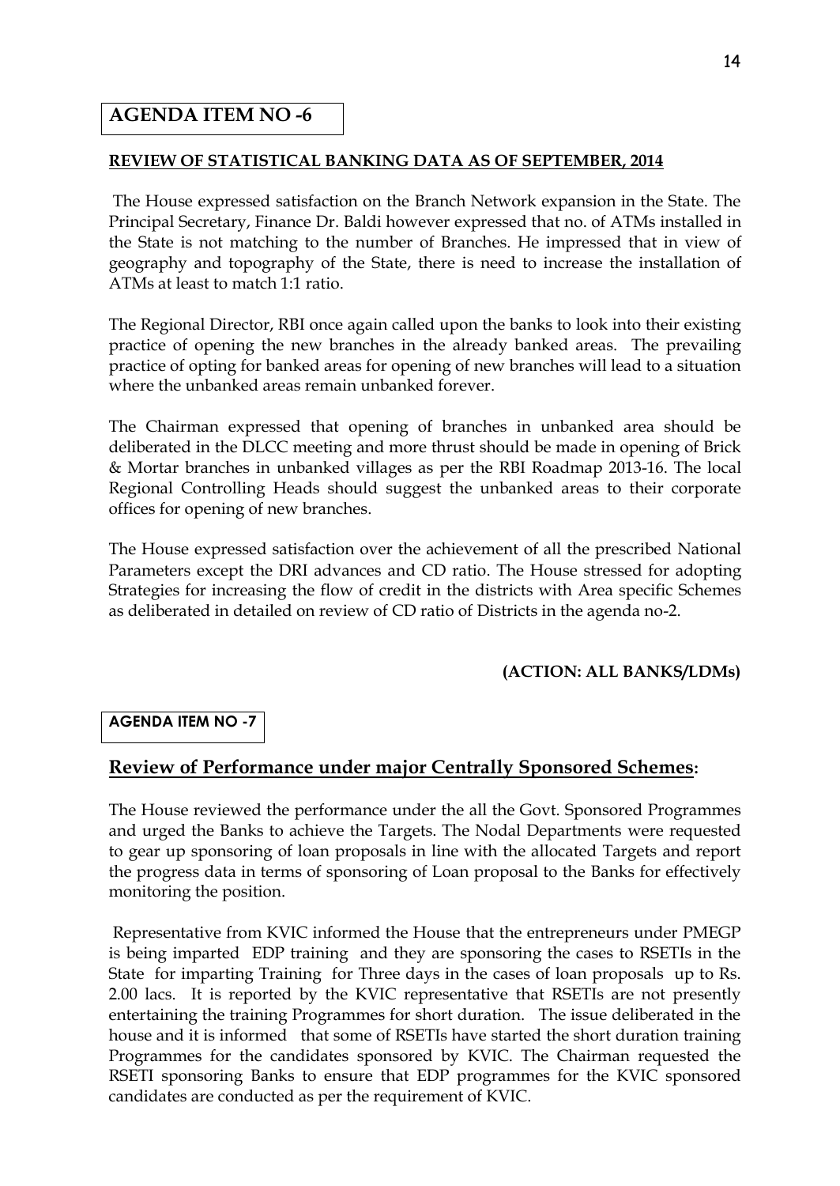## AGENDA ITEM NO -6

**REVIEW OF STATISTICAL BANKING DATA AS OF SEPTEMBER, 2014**

The House expressed satisfaction on the Branch Network expansion in the State. The Principal Secretary, Finance Dr. Baldi however expressed that no. of ATMs installed in the State is not matching to the number of Branches. He impressed that in view of geography and topography of the State, there is need to increase the installation of ATMs at least to match 1:1 ratio.

The Regional Director, RBI once again called upon the banks to look into their existing practice of opening the new branches in the already banked areas. The prevailing practice of opting for banked areas for opening of new branches will lead to a situation where the unbanked areas remain unbanked forever.

The Chairman expressed that opening of branches in unbanked area should be deliberated in the DLCC meeting and more thrust should be made in opening of Brick & Mortar branches in unbanked villages as per the RBI Roadmap 2013-16. The local Regional Controlling Heads should suggest the unbanked areas to their corporate offices for opening of new branches.

The House expressed satisfaction over the achievement of all the prescribed National Parameters except the DRI advances and CD ratio. The House stressed for adopting Strategies for increasing the flow of credit in the districts with Area specific Schemes as deliberated in detailed on review of CD ratio of Districts in the agenda no-2.

**(ACTION: ALL BANKS/LDMs)**

## AGENDA ITEM NO -7

## Review of Performance under major Centrally Sponsored Schemes:

The House reviewed the performance under the all the Govt. Sponsored Programmes and urged the Banks to achieve the Targets. The Nodal Departments were requested to gear up sponsoring of loan proposals in line with the allocated Targets and report the progress data in terms of sponsoring of Loan proposal to the Banks for effectively monitoring the position.

Representative from KVIC informed the House that the entrepreneurs under PMEGP is being imparted EDP training and they are sponsoring the cases to RSETIs in the State for imparting Training for Three days in the cases of loan proposals up to Rs. 2.00 lacs. It is reported by the KVIC representative that RSETIs are not presently entertaining the training Programmes for short duration. The issue deliberated in the house and it is informed that some of RSETIs have started the short duration training Programmes for the candidates sponsored by KVIC. The Chairman requested the RSETI sponsoring Banks to ensure that EDP programmes for the KVIC sponsored candidates are conducted as per the requirement of KVIC.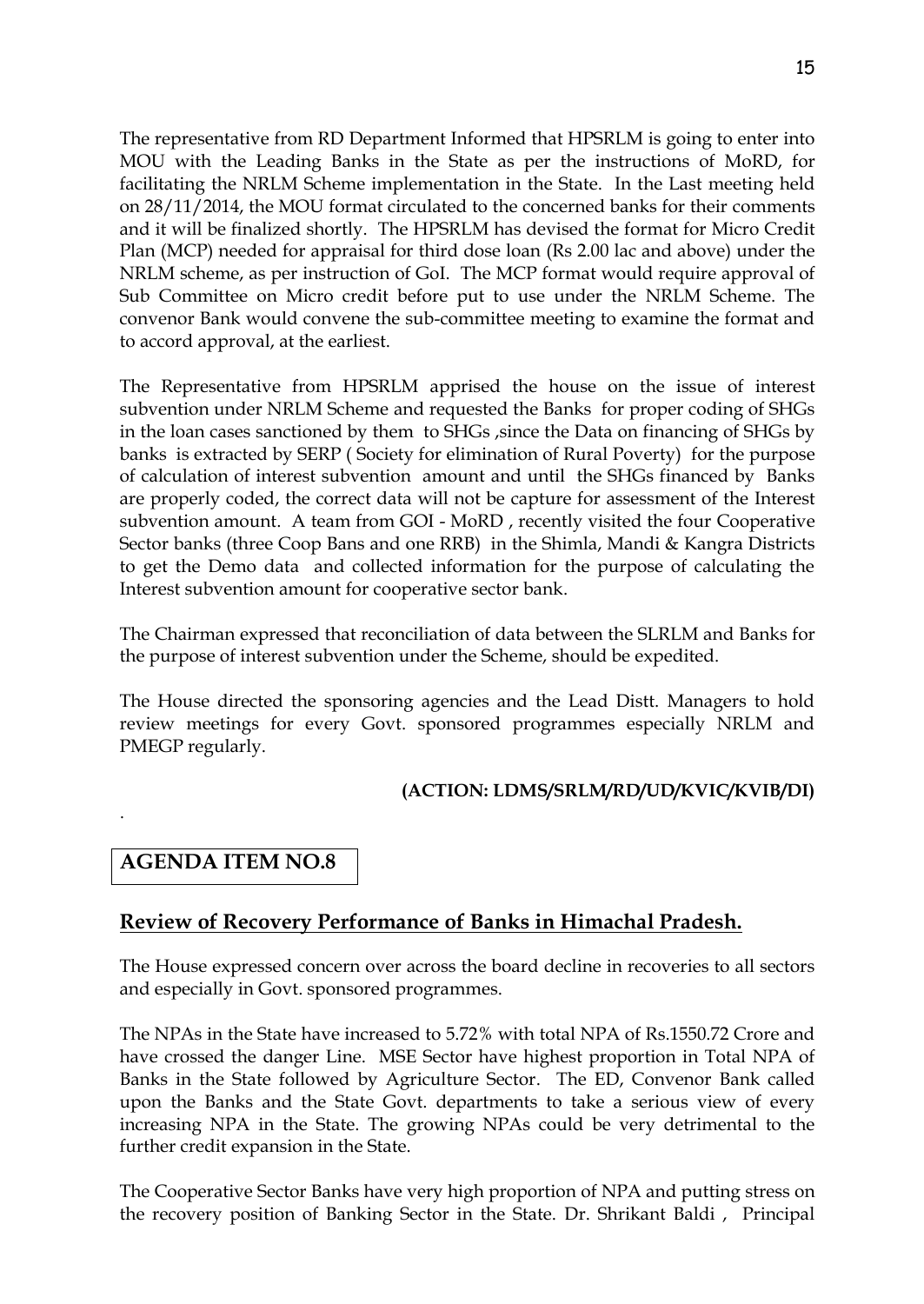The representative from RD Department Informed that HPSRLM is going to enter into MOU with the Leading Banks in the State as per the instructions of MoRD, for facilitating the NRLM Scheme implementation in the State. In the Last meeting held on 28/11/2014, the MOU format circulated to the concerned banks for their comments and it will be finalized shortly. The HPSRLM has devised the format for Micro Credit Plan (MCP) needed for appraisal for third dose loan (Rs 2.00 lac and above) under the NRLM scheme, as per instruction of GoI. The MCP format would require approval of Sub Committee on Micro credit before put to use under the NRLM Scheme. The convenor Bank would convene the sub-committee meeting to examine the format and to accord approval, at the earliest.

The Representative from HPSRLM apprised the house on the issue of interest subvention under NRLM Scheme and requested the Banks for proper coding of SHGs in the loan cases sanctioned by them to SHGs ,since the Data on financing of SHGs by banks is extracted by SERP ( Society for elimination of Rural Poverty) for the purpose of calculation of interest subvention amount and until the SHGs financed by Banks are properly coded, the correct data will not be capture for assessment of the Interest subvention amount. A team from GOI - MoRD , recently visited the four Cooperative Sector banks (three Coop Bans and one RRB) in the Shimla, Mandi & Kangra Districts to get the Demo data and collected information for the purpose of calculating the Interest subvention amount for cooperative sector bank.

The Chairman expressed that reconciliation of data between the SLRLM and Banks for the purpose of interest subvention under the Scheme, should be expedited.

The House directed the sponsoring agencies and the Lead Distt. Managers to hold review meetings for every Govt. sponsored programmes especially NRLM and PMEGP regularly.

**(ACTION: LDMS/SRLM/RD/UD/KVIC/KVIB/DI)**

.

## AGENDA ITEM NO.8

### Review of Recovery Performance of Banks in Himachal Pradesh.

The House expressed concern over across the board decline in recoveries to all sectors and especially in Govt. sponsored programmes.

The NPAs in the State have increased to 5.72% with total NPA of Rs.1550.72 Crore and have crossed the danger Line. MSE Sector have highest proportion in Total NPA of Banks in the State followed by Agriculture Sector. The ED, Convenor Bank called upon the Banks and the State Govt. departments to take a serious view of every increasing NPA in the State. The growing NPAs could be very detrimental to the further credit expansion in the State.

The Cooperative Sector Banks have very high proportion of NPA and putting stress on the recovery position of Banking Sector in the State. Dr. Shrikant Baldi , Principal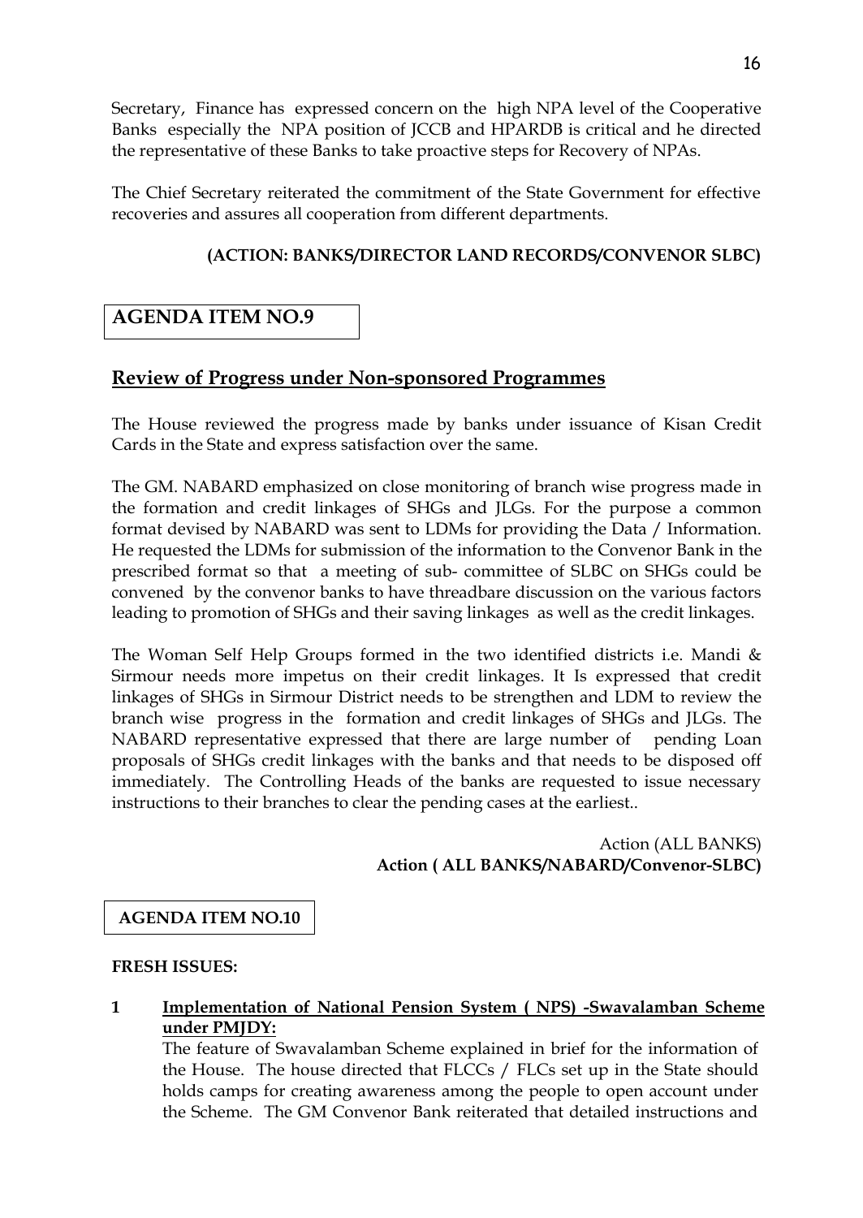Secretary, Finance has expressed concern on the high NPA level of the Cooperative Banks especially the NPA position of JCCB and HPARDB is critical and he directed the representative of these Banks to take proactive steps for Recovery of NPAs.

The Chief Secretary reiterated the commitment of the State Government for effective recoveries and assures all cooperation from different departments.

**(ACTION: BANKS/DIRECTOR LAND RECORDS/CONVENOR SLBC)**

## AGENDA ITEM NO.9

### Review of Progress under Non-sponsored Programmes

The House reviewed the progress made by banks under issuance of Kisan Credit Cards in the State and express satisfaction over the same.

The GM. NABARD emphasized on close monitoring of branch wise progress made in the formation and credit linkages of SHGs and JLGs. For the purpose a common format devised by NABARD was sent to LDMs for providing the Data / Information. He requested the LDMs for submission of the information to the Convenor Bank in the prescribed format so that a meeting of sub- committee of SLBC on SHGs could be convened by the convenor banks to have threadbare discussion on the various factors leading to promotion of SHGs and their saving linkages as well as the credit linkages.

The Woman Self Help Groups formed in the two identified districts i.e. Mandi & Sirmour needs more impetus on their credit linkages. It Is expressed that credit linkages of SHGs in Sirmour District needs to be strengthen and LDM to review the branch wise progress in the formation and credit linkages of SHGs and JLGs. The NABARD representative expressed that there are large number of pending Loan proposals of SHGs credit linkages with the banks and that needs to be disposed off immediately. The Controlling Heads of the banks are requested to issue necessary instructions to their branches to clear the pending cases at the earliest..

Action (ALL BANKS)
**Action ( ALL BANKS/NABARD/Convenor-SLBC)**

## AGENDA ITEM NO.10

**FRESH ISSUES:**

**1 Implementation of National Pension System ( NPS) -Swavalamban Scheme under PMJDY:**

The feature of Swavalamban Scheme explained in brief for the information of the House. The house directed that FLCCs / FLCs set up in the State should holds camps for creating awareness among the people to open account under the Scheme. The GM Convenor Bank reiterated that detailed instructions and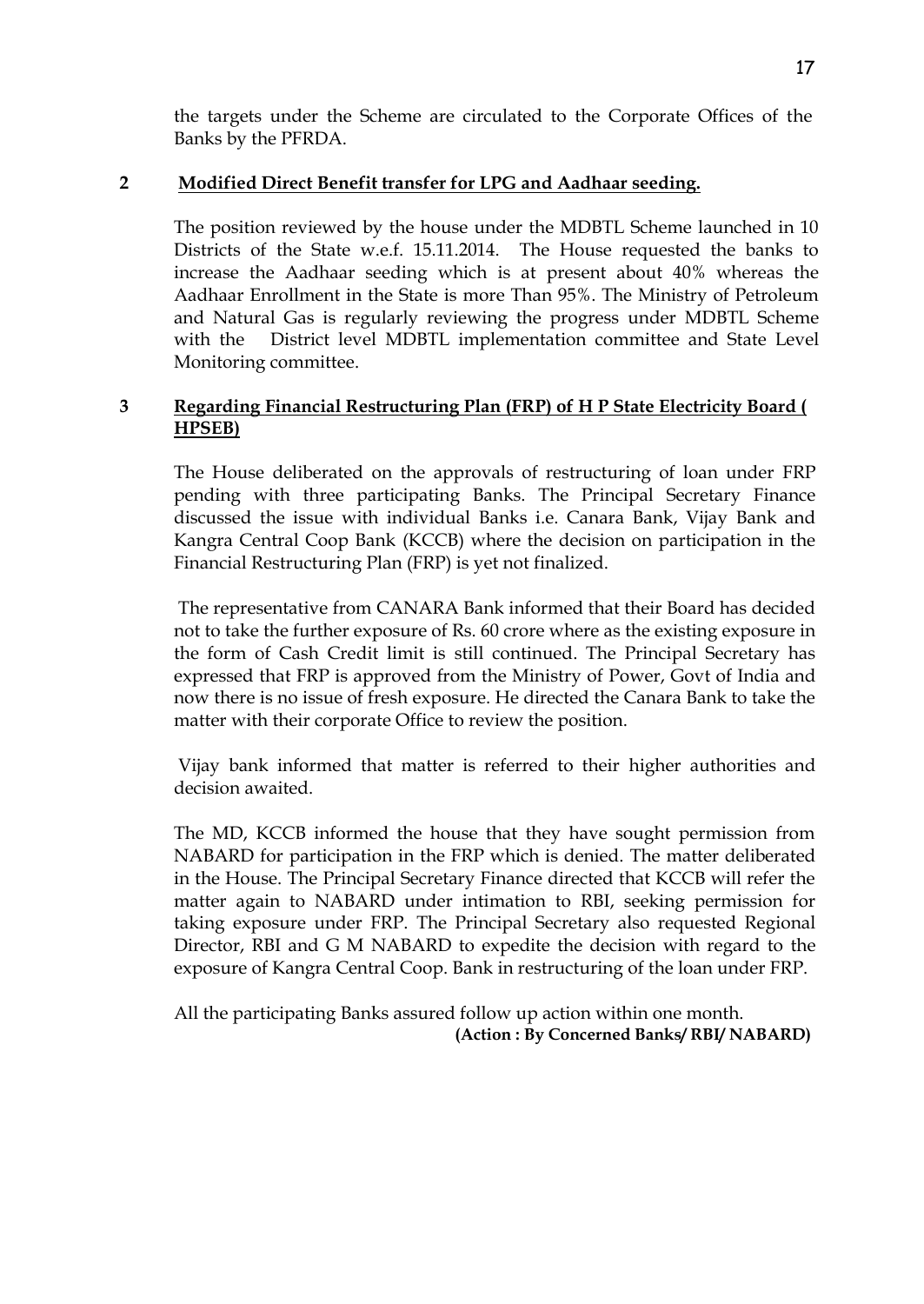the targets under the Scheme are circulated to the Corporate Offices of the Banks by the PFRDA.

**2 <u>Modified Direct Benefit transfer for LPG and Aadhaar seeding.</u>**

The position reviewed by the house under the MDBTL Scheme launched in 10 Districts of the State w.e.f. 15.11.2014. The House requested the banks to increase the Aadhaar seeding which is at present about 40% whereas the Aadhaar Enrollment in the State is more Than 95%. The Ministry of Petroleum and Natural Gas is regularly reviewing the progress under MDBTL Scheme with the District level MDBTL implementation committee and State Level Monitoring committee.

**3 <u>Regarding Financial Restructuring Plan (FRP) of H P State Electricity Board ( HPSEB)</u>**

The House deliberated on the approvals of restructuring of loan under FRP pending with three participating Banks. The Principal Secretary Finance discussed the issue with individual Banks i.e. Canara Bank, Vijay Bank and Kangra Central Coop Bank (KCCB) where the decision on participation in the Financial Restructuring Plan (FRP) is yet not finalized.

The representative from CANARA Bank informed that their Board has decided not to take the further exposure of Rs. 60 crore where as the existing exposure in the form of Cash Credit limit is still continued. The Principal Secretary has expressed that FRP is approved from the Ministry of Power, Govt of India and now there is no issue of fresh exposure. He directed the Canara Bank to take the matter with their corporate Office to review the position.

Vijay bank informed that matter is referred to their higher authorities and decision awaited.

The MD, KCCB informed the house that they have sought permission from NABARD for participation in the FRP which is denied. The matter deliberated in the House. The Principal Secretary Finance directed that KCCB will refer the matter again to NABARD under intimation to RBI, seeking permission for taking exposure under FRP. The Principal Secretary also requested Regional Director, RBI and G M NABARD to expedite the decision with regard to the exposure of Kangra Central Coop. Bank in restructuring of the loan under FRP.

All the participating Banks assured follow up action within one month.

**(Action : By Concerned Banks/ RBI/ NABARD)**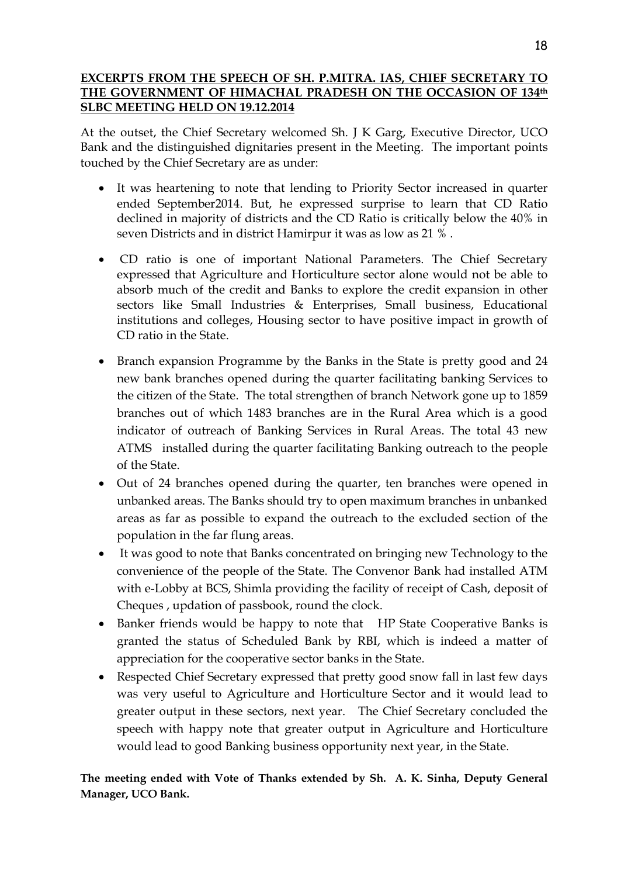**EXCERPTS FROM THE SPEECH OF SH. P.MITRA. IAS, CHIEF SECRETARY TO THE GOVERNMENT OF HIMACHAL PRADESH ON THE OCCASION OF 134th SLBC MEETING HELD ON 19.12.2014**

At the outset, the Chief Secretary welcomed Sh. J K Garg, Executive Director, UCO Bank and the distinguished dignitaries present in the Meeting. The important points touched by the Chief Secretary are as under:

- It was heartening to note that lending to Priority Sector increased in quarter ended September2014. But, he expressed surprise to learn that CD Ratio declined in majority of districts and the CD Ratio is critically below the 40% in seven Districts and in district Hamirpur it was as low as 21 % .
- CD ratio is one of important National Parameters. The Chief Secretary expressed that Agriculture and Horticulture sector alone would not be able to absorb much of the credit and Banks to explore the credit expansion in other sectors like Small Industries & Enterprises, Small business, Educational institutions and colleges, Housing sector to have positive impact in growth of CD ratio in the State.
- Branch expansion Programme by the Banks in the State is pretty good and 24 new bank branches opened during the quarter facilitating banking Services to the citizen of the State. The total strengthen of branch Network gone up to 1859 branches out of which 1483 branches are in the Rural Area which is a good indicator of outreach of Banking Services in Rural Areas. The total 43 new ATMS installed during the quarter facilitating Banking outreach to the people of the State.
- Out of 24 branches opened during the quarter, ten branches were opened in unbanked areas. The Banks should try to open maximum branches in unbanked areas as far as possible to expand the outreach to the excluded section of the population in the far flung areas.
- It was good to note that Banks concentrated on bringing new Technology to the convenience of the people of the State. The Convenor Bank had installed ATM with e-Lobby at BCS, Shimla providing the facility of receipt of Cash, deposit of Cheques , updation of passbook, round the clock.
- Banker friends would be happy to note that HP State Cooperative Banks is granted the status of Scheduled Bank by RBI, which is indeed a matter of appreciation for the cooperative sector banks in the State.
- Respected Chief Secretary expressed that pretty good snow fall in last few days was very useful to Agriculture and Horticulture Sector and it would lead to greater output in these sectors, next year. The Chief Secretary concluded the speech with happy note that greater output in Agriculture and Horticulture would lead to good Banking business opportunity next year, in the State.

**The meeting ended with Vote of Thanks extended by Sh. A. K. Sinha, Deputy General Manager, UCO Bank.**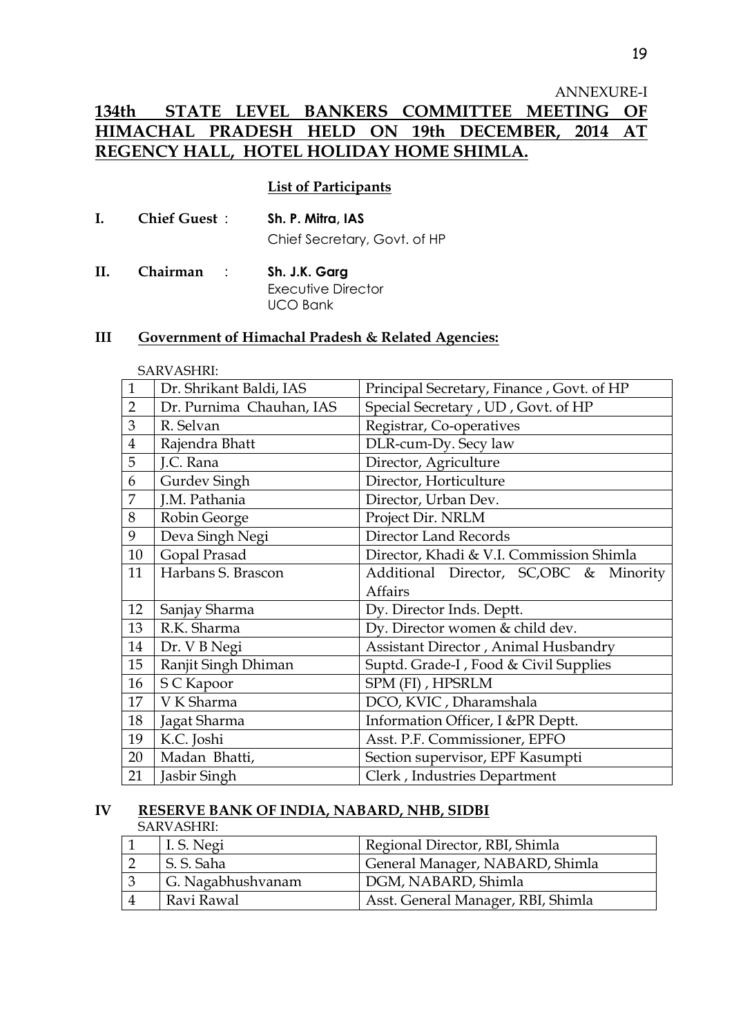ANNEXURE-I

# 134th STATE LEVEL BANKERS COMMITTEE MEETING OF HIMACHAL PRADESH HELD ON 19th DECEMBER, 2014 AT REGENCY HALL, HOTEL HOLIDAY HOME SHIMLA.

**List of Participants**

**I. Chief Guest** : **Sh. P. Mitra, IAS**
Chief Secretary, Govt. of HP

**II. Chairman** : **Sh. J.K. Garg**
Executive Director
UCO Bank

## III Government of Himachal Pradesh & Related Agencies:

SARVASHRI:

| | | |
|---|---|---|
| 1 | Dr. Shrikant Baldi, IAS | Principal Secretary, Finance , Govt. of HP |
| 2 | Dr. Purnima Chauhan, IAS | Special Secretary , UD , Govt. of HP |
| 3 | R. Selvan | Registrar, Co-operatives |
| 4 | Rajendra Bhatt | DLR-cum-Dy. Secy law |
| 5 | J.C. Rana | Director, Agriculture |
| 6 | Gurdev Singh | Director, Horticulture |
| 7 | J.M. Pathania | Director, Urban Dev. |
| 8 | Robin George | Project Dir. NRLM |
| 9 | Deva Singh Negi | Director Land Records |
| 10 | Gopal Prasad | Director, Khadi & V.I. Commission Shimla |
| 11 | Harbans S. Brascon | Additional Director, SC,OBC & Minority Affairs |
| 12 | Sanjay Sharma | Dy. Director Inds. Deptt. |
| 13 | R.K. Sharma | Dy. Director women & child dev. |
| 14 | Dr. V B Negi | Assistant Director , Animal Husbandry |
| 15 | Ranjit Singh Dhiman | Suptd. Grade-I , Food & Civil Supplies |
| 16 | S C Kapoor | SPM (FI) , HPSRLM |
| 17 | V K Sharma | DCO, KVIC , Dharamshala |
| 18 | Jagat Sharma | Information Officer, I &PR Deptt. |
| 19 | K.C. Joshi | Asst. P.F. Commissioner, EPFO |
| 20 | Madan Bhatti, | Section supervisor, EPF Kasumpti |
| 21 | Jasbir Singh | Clerk , Industries Department |

## IV RESERVE BANK OF INDIA, NABARD, NHB, SIDBI

SARVASHRI:

| | | |
|---|---|---|
| 1 | I. S. Negi | Regional Director, RBI, Shimla |
| 2 | S. S. Saha | General Manager, NABARD, Shimla |
| 3 | G. Nagabhushvanam | DGM, NABARD, Shimla |
| 4 | Ravi Rawal | Asst. General Manager, RBI, Shimla |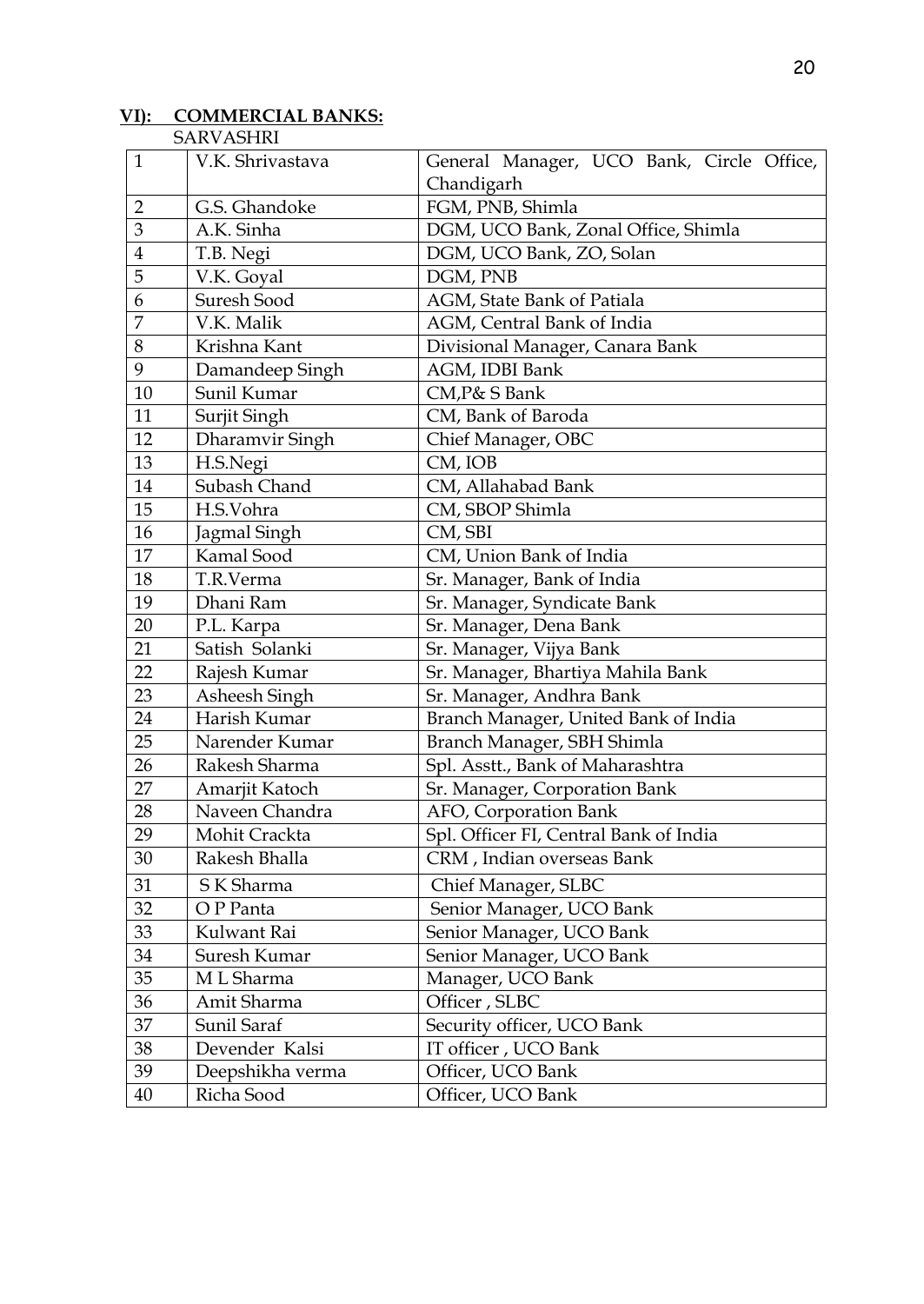## VI): COMMERCIAL BANKS:

SARVASHRI

| | | |
|---|---|---|
| 1 | V.K. Shrivastava | General Manager, UCO Bank, Circle Office, Chandigarh |
| 2 | G.S. Ghandoke | FGM, PNB, Shimla |
| 3 | A.K. Sinha | DGM, UCO Bank, Zonal Office, Shimla |
| 4 | T.B. Negi | DGM, UCO Bank, ZO, Solan |
| 5 | V.K. Goyal | DGM, PNB |
| 6 | Suresh Sood | AGM, State Bank of Patiala |
| 7 | V.K. Malik | AGM, Central Bank of India |
| 8 | Krishna Kant | Divisional Manager, Canara Bank |
| 9 | Damandeep Singh | AGM, IDBI Bank |
| 10 | Sunil Kumar | CM,P& S Bank |
| 11 | Surjit Singh | CM, Bank of Baroda |
| 12 | Dharamvir Singh | Chief Manager, OBC |
| 13 | H.S.Negi | CM, IOB |
| 14 | Subash Chand | CM, Allahabad Bank |
| 15 | H.S.Vohra | CM, SBOP Shimla |
| 16 | Jagmal Singh | CM, SBI |
| 17 | Kamal Sood | CM, Union Bank of India |
| 18 | T.R.Verma | Sr. Manager, Bank of India |
| 19 | Dhani Ram | Sr. Manager, Syndicate Bank |
| 20 | P.L. Karpa | Sr. Manager, Dena Bank |
| 21 | Satish Solanki | Sr. Manager, Vijya Bank |
| 22 | Rajesh Kumar | Sr. Manager, Bhartiya Mahila Bank |
| 23 | Asheesh Singh | Sr. Manager, Andhra Bank |
| 24 | Harish Kumar | Branch Manager, United Bank of India |
| 25 | Narender Kumar | Branch Manager, SBH Shimla |
| 26 | Rakesh Sharma | Spl. Asstt., Bank of Maharashtra |
| 27 | Amarjit Katoch | Sr. Manager, Corporation Bank |
| 28 | Naveen Chandra | AFO, Corporation Bank |
| 29 | Mohit Crackta | Spl. Officer FI, Central Bank of India |
| 30 | Rakesh Bhalla | CRM , Indian overseas Bank |
| 31 | S K Sharma | Chief Manager, SLBC |
| 32 | O P Panta | Senior Manager, UCO Bank |
| 33 | Kulwant Rai | Senior Manager, UCO Bank |
| 34 | Suresh Kumar | Senior Manager, UCO Bank |
| 35 | M L Sharma | Manager, UCO Bank |
| 36 | Amit Sharma | Officer , SLBC |
| 37 | Sunil Saraf | Security officer, UCO Bank |
| 38 | Devender Kalsi | IT officer , UCO Bank |
| 39 | Deepshikha verma | Officer, UCO Bank |
| 40 | Richa Sood | Officer, UCO Bank |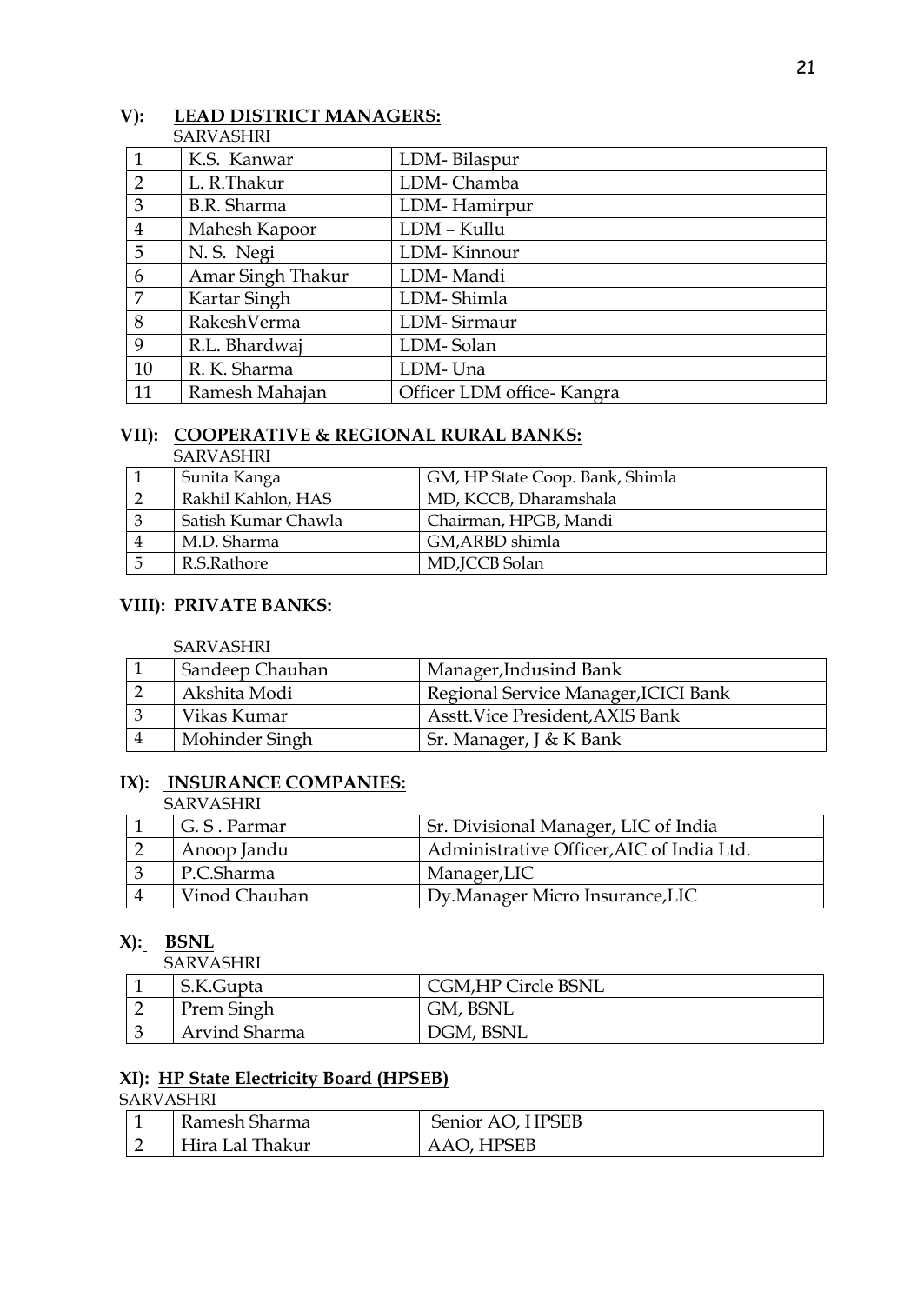### V): LEAD DISTRICT MANAGERS:

SARVASHRI

| | | |
|---|---|---|
| 1 | K.S. Kanwar | LDM- Bilaspur |
| 2 | L. R.Thakur | LDM- Chamba |
| 3 | B.R. Sharma | LDM- Hamirpur |
| 4 | Mahesh Kapoor | LDM – Kullu |
| 5 | N. S. Negi | LDM- Kinnour |
| 6 | Amar Singh Thakur | LDM- Mandi |
| 7 | Kartar Singh | LDM- Shimla |
| 8 | RakeshVerma | LDM- Sirmaur |
| 9 | R.L. Bhardwaj | LDM- Solan |
| 10 | R. K. Sharma | LDM- Una |
| 11 | Ramesh Mahajan | Officer LDM office- Kangra |

### VII): COOPERATIVE & REGIONAL RURAL BANKS:

SARVASHRI

| | | |
|---|---|---|
| 1 | Sunita Kanga | GM, HP State Coop. Bank, Shimla |
| 2 | Rakhil Kahlon, HAS | MD, KCCB, Dharamshala |
| 3 | Satish Kumar Chawla | Chairman, HPGB, Mandi |
| 4 | M.D. Sharma | GM,ARBD shimla |
| 5 | R.S.Rathore | MD,JCCB Solan |

### VIII): PRIVATE BANKS:

SARVASHRI

| | | |
|---|---|---|
| 1 | Sandeep Chauhan | Manager,Indusind Bank |
| 2 | Akshita Modi | Regional Service Manager,ICICI Bank |
| 3 | Vikas Kumar | Asstt.Vice President,AXIS Bank |
| 4 | Mohinder Singh | Sr. Manager, J & K Bank |

### IX): INSURANCE COMPANIES:

SARVASHRI

| | | |
|---|---|---|
| 1 | G. S . Parmar | Sr. Divisional Manager, LIC of India |
| 2 | Anoop Jandu | Administrative Officer,AIC of India Ltd. |
| 3 | P.C.Sharma | Manager,LIC |
| 4 | Vinod Chauhan | Dy.Manager Micro Insurance,LIC |

### X): BSNL

SARVASHRI

| | | |
|---|---|---|
| 1 | S.K.Gupta | CGM,HP Circle BSNL |
| 2 | Prem Singh | GM, BSNL |
| 3 | Arvind Sharma | DGM, BSNL |

### XI): HP State Electricity Board (HPSEB)

SARVASHRI

| | | |
|---|---|---|
| 1 | Ramesh Sharma | Senior AO, HPSEB |
| 2 | Hira Lal Thakur | AAO, HPSEB |